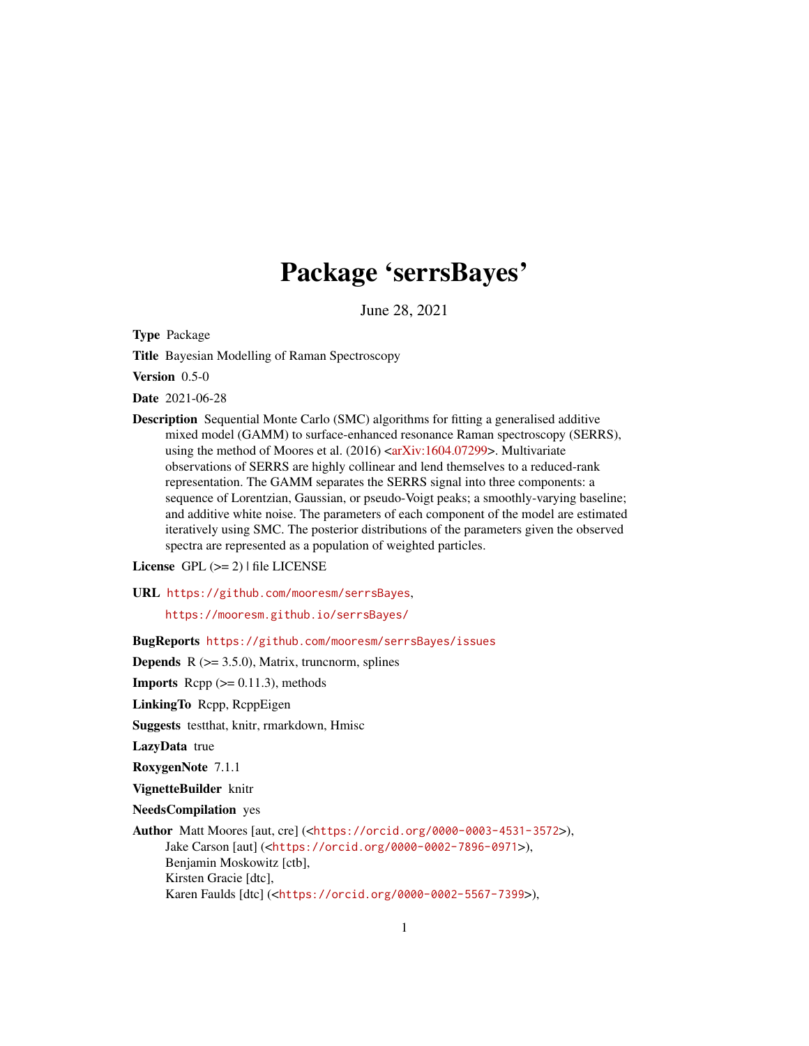# Package 'serrsBayes'

June 28, 2021

**Type** Package

**Title** Bayesian Modelling of Raman Spectroscopy

**Version** 0.5-0

**Date** 2021-06-28

**Description** Sequential Monte Carlo (SMC) algorithms for fitting a generalised additive mixed model (GAMM) to surface-enhanced resonance Raman spectroscopy (SERRS), using the method of Moores et al. (2016) <arXiv:1604.07299>. Multivariate observations of SERRS are highly collinear and lend themselves to a reduced-rank representation. The GAMM separates the SERRS signal into three components: a sequence of Lorentzian, Gaussian, or pseudo-Voigt peaks; a smoothly-varying baseline; and additive white noise. The parameters of each component of the model are estimated iteratively using SMC. The posterior distributions of the parameters given the observed spectra are represented as a population of weighted particles.

**License** GPL (>= 2) | file LICENSE

**URL** https://github.com/mooresm/serrsBayes,
https://mooresm.github.io/serrsBayes/

**BugReports** https://github.com/mooresm/serrsBayes/issues

**Depends** R (>= 3.5.0), Matrix, truncnorm, splines

**Imports** Rcpp (>= 0.11.3), methods

**LinkingTo** Rcpp, RcppEigen

**Suggests** testthat, knitr, rmarkdown, Hmisc

**LazyData** true

**RoxygenNote** 7.1.1

**VignetteBuilder** knitr

**NeedsCompilation** yes

**Author** Matt Moores [aut, cre] (<https://orcid.org/0000-0003-4531-3572>),
Jake Carson [aut] (<https://orcid.org/0000-0002-7896-0971>),
Benjamin Moskowitz [ctb],
Kirsten Gracie [dtc],
Karen Faulds [dtc] (<https://orcid.org/0000-0002-5567-7399>),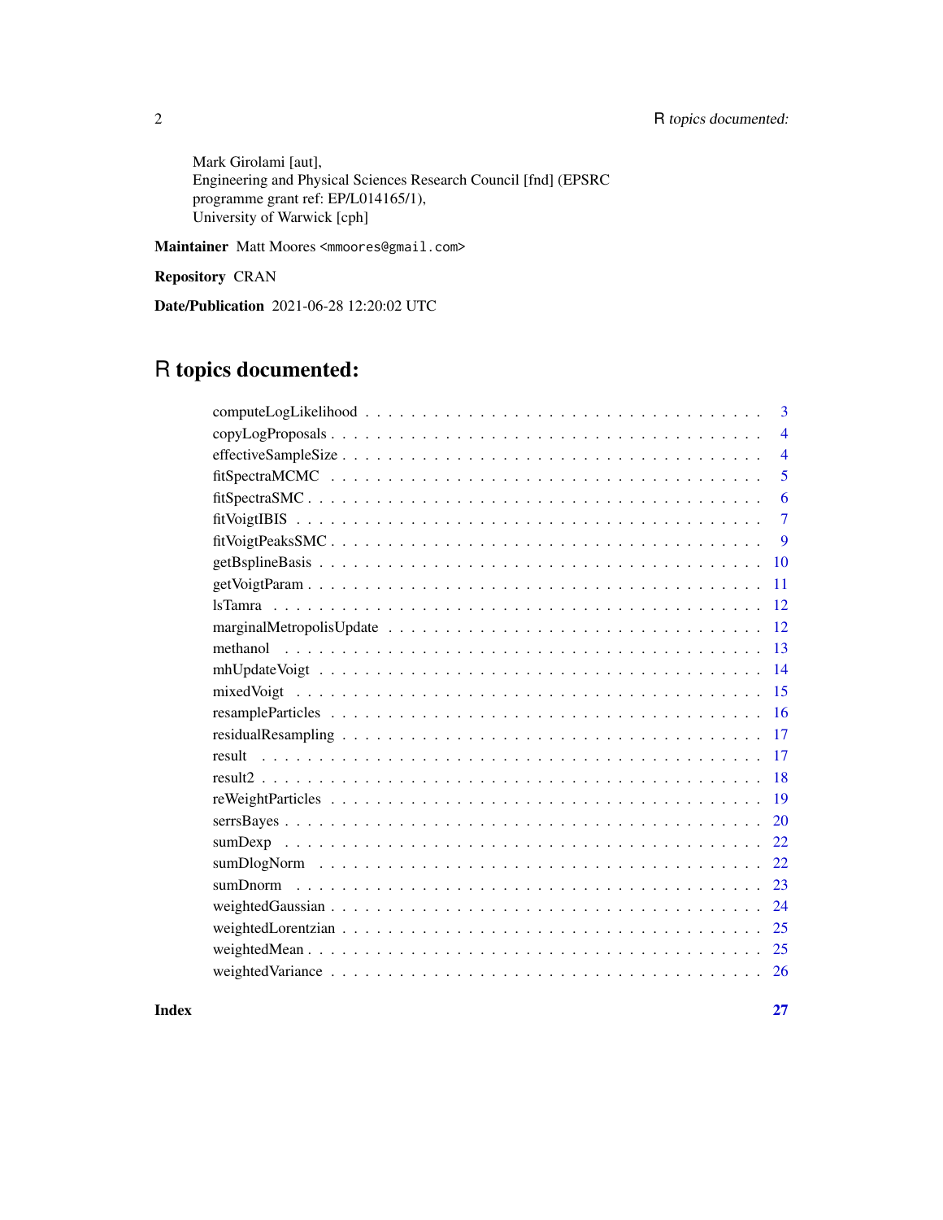Mark Girolami [aut],
Engineering and Physical Sciences Research Council [fnd] (EPSRC programme grant ref: EP/L014165/1),
University of Warwick [cph]

**Maintainer** Matt Moores <mmoores@gmail.com>

**Repository** CRAN

**Date/Publication** 2021-06-28 12:20:02 UTC

# R topics documented:

| | |
|---|---|
| computeLogLikelihood | 3 |
| copyLogProposals | 4 |
| effectiveSampleSize | 4 |
| fitSpectraMCMC | 5 |
| fitSpectraSMC | 6 |
| fitVoigtIBIS | 7 |
| fitVoigtPeaksSMC | 9 |
| getBsplineBasis | 10 |
| getVoigtParam | 11 |
| lsTamra | 12 |
| marginalMetropolisUpdate | 12 |
| methanol | 13 |
| mhUpdateVoigt | 14 |
| mixedVoigt | 15 |
| resampleParticles | 16 |
| residualResampling | 17 |
| result | 17 |
| result2 | 18 |
| reWeightParticles | 19 |
| serrsBayes | 20 |
| sumDexp | 22 |
| sumDlogNorm | 22 |
| sumDnorm | 23 |
| weightedGaussian | 24 |
| weightedLorentzian | 25 |
| weightedMean | 25 |
| weightedVariance | 26 |

**Index** **27**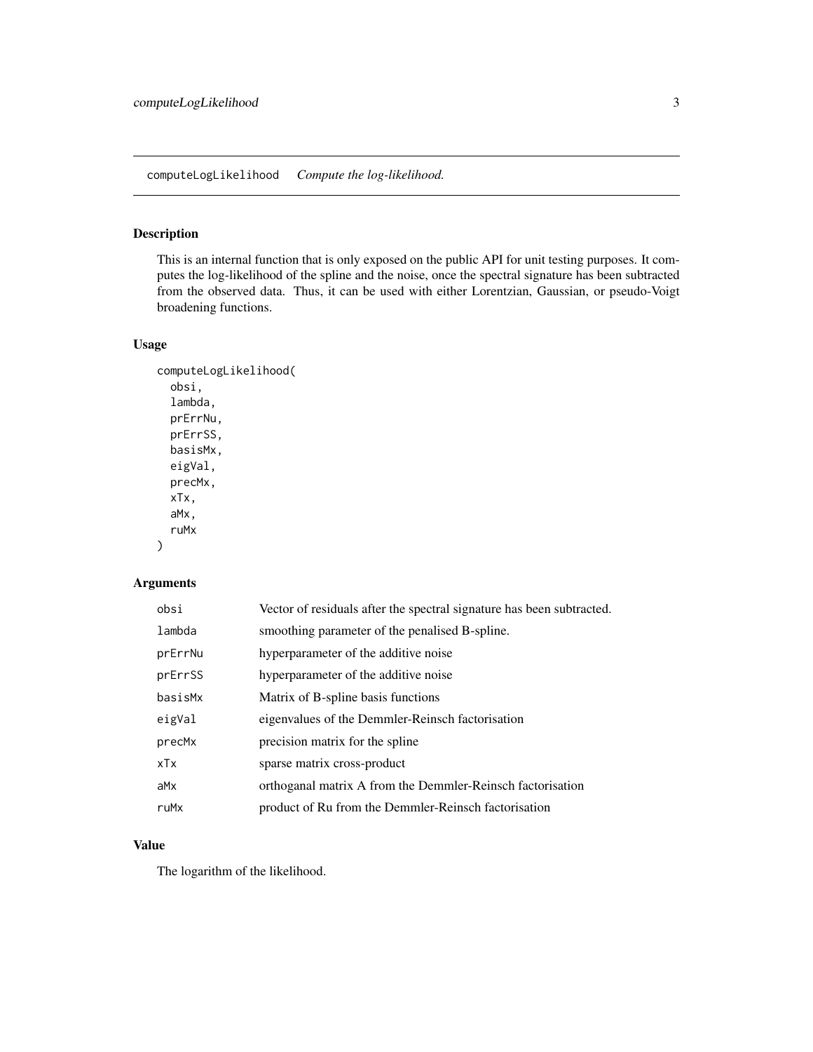# computeLogLikelihood *Compute the log-likelihood.*

## Description

This is an internal function that is only exposed on the public API for unit testing purposes. It computes the log-likelihood of the spline and the noise, once the spectral signature has been subtracted from the observed data. Thus, it can be used with either Lorentzian, Gaussian, or pseudo-Voigt broadening functions.

## Usage

```
computeLogLikelihood(
  obsi,
  lambda,
  prErrNu,
  prErrSS,
  basisMx,
  eigVal,
  precMx,
  xTx,
  aMx,
  ruMx
)
```

## Arguments

| | |
|---|---|
| obsi | Vector of residuals after the spectral signature has been subtracted. |
| lambda | smoothing parameter of the penalised B-spline. |
| prErrNu | hyperparameter of the additive noise |
| prErrSS | hyperparameter of the additive noise |
| basisMx | Matrix of B-spline basis functions |
| eigVal | eigenvalues of the Demmler-Reinsch factorisation |
| precMx | precision matrix for the spline |
| xTx | sparse matrix cross-product |
| aMx | orthoganal matrix A from the Demmler-Reinsch factorisation |
| ruMx | product of Ru from the Demmler-Reinsch factorisation |

## Value

The logarithm of the likelihood.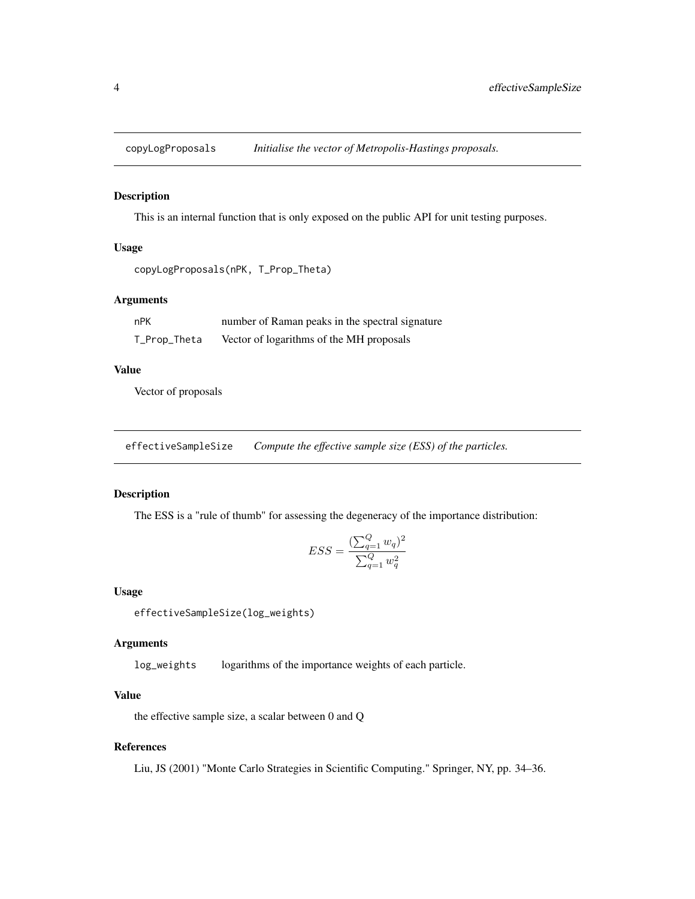## copyLogProposals *Initialise the vector of Metropolis-Hastings proposals.*

### Description

This is an internal function that is only exposed on the public API for unit testing purposes.

### Usage

```
copyLogProposals(nPK, T_Prop_Theta)
```

### Arguments

| | |
|---|---|
| nPK | number of Raman peaks in the spectral signature |
| T_Prop_Theta | Vector of logarithms of the MH proposals |

### Value

Vector of proposals

## effectiveSampleSize *Compute the effective sample size (ESS) of the particles.*

### Description

The ESS is a "rule of thumb" for assessing the degeneracy of the importance distribution:

$$ESS = \frac{(\sum_{q=1}^{Q} w_q)^2}{\sum_{q=1}^{Q} w_q^2}$$

### Usage

```
effectiveSampleSize(log_weights)
```

### Arguments

| | |
|---|---|
| log_weights | logarithms of the importance weights of each particle. |

### Value

the effective sample size, a scalar between 0 and Q

### References

Liu, JS (2001) "Monte Carlo Strategies in Scientific Computing." Springer, NY, pp. 34–36.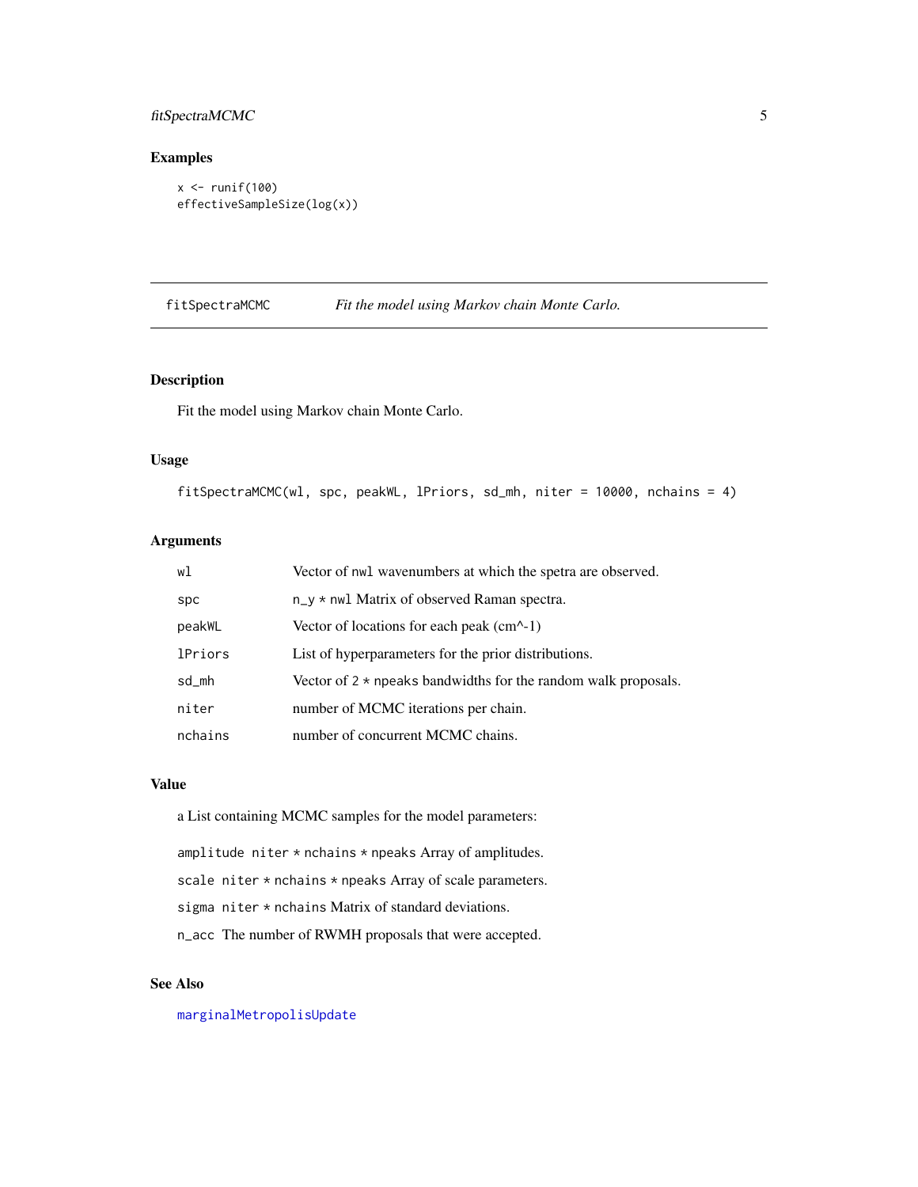## Examples

```
x <- runif(100)
effectiveSampleSize(log(x))
```

---

## fitSpectraMCMC — *Fit the model using Markov chain Monte Carlo.*

### Description

Fit the model using Markov chain Monte Carlo.

### Usage

```
fitSpectraMCMC(wl, spc, peakWL, lPriors, sd_mh, niter = 10000, nchains = 4)
```

### Arguments

| | |
|---|---|
| wl | Vector of nwl wavenumbers at which the spetra are observed. |
| spc | n_y * nwl Matrix of observed Raman spectra. |
| peakWL | Vector of locations for each peak (cm^-1) |
| lPriors | List of hyperparameters for the prior distributions. |
| sd_mh | Vector of 2 * npeaks bandwidths for the random walk proposals. |
| niter | number of MCMC iterations per chain. |
| nchains | number of concurrent MCMC chains. |

### Value

a List containing MCMC samples for the model parameters:

amplitude niter * nchains * npeaks Array of amplitudes.

scale niter * nchains * npeaks Array of scale parameters.

sigma niter * nchains Matrix of standard deviations.

n_acc The number of RWMH proposals that were accepted.

### See Also

marginalMetropolisUpdate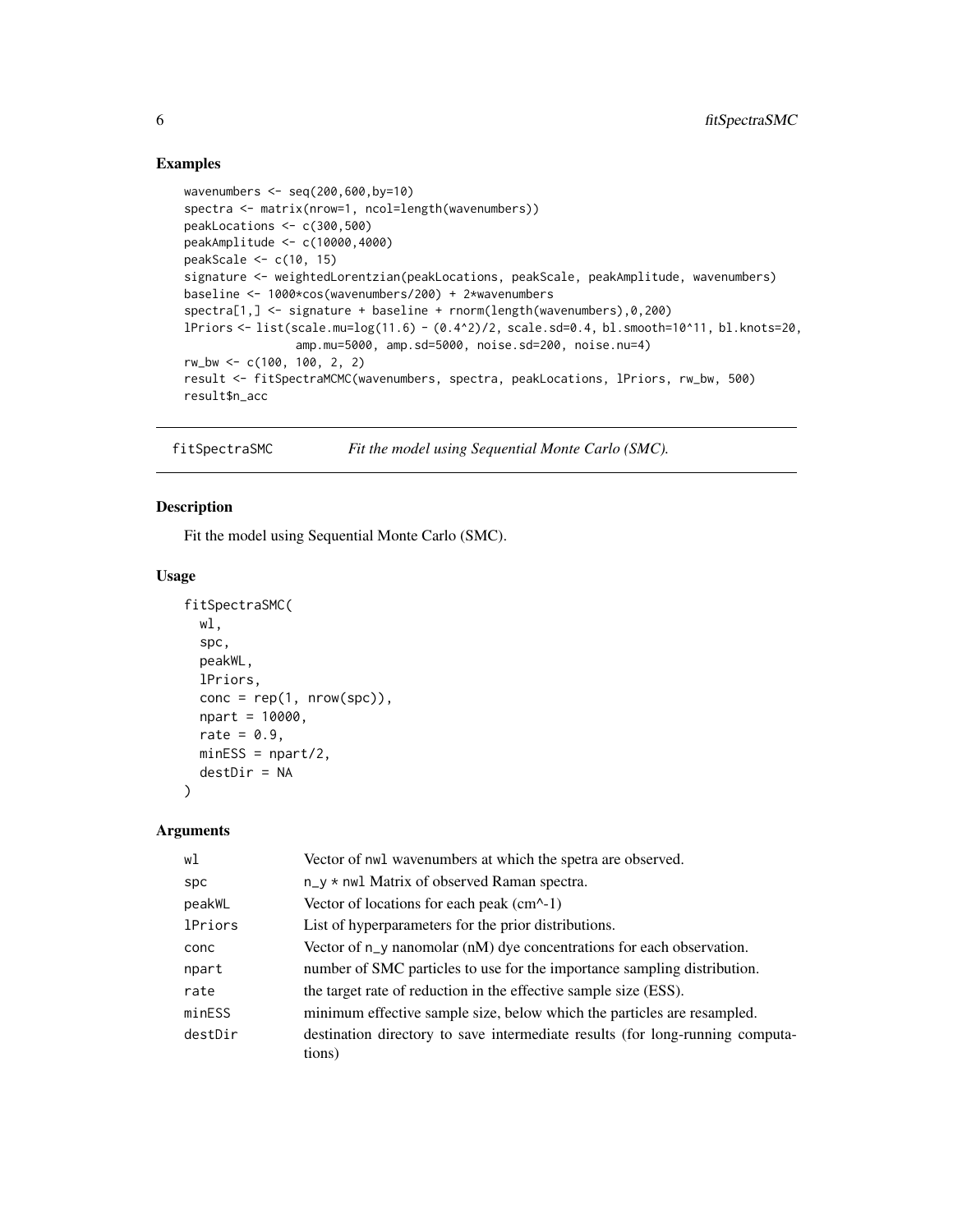## Examples

```
wavenumbers <- seq(200,600,by=10)
spectra <- matrix(nrow=1, ncol=length(wavenumbers))
peakLocations <- c(300,500)
peakAmplitude <- c(10000,4000)
peakScale <- c(10, 15)
signature <- weightedLorentzian(peakLocations, peakScale, peakAmplitude, wavenumbers)
baseline <- 1000*cos(wavenumbers/200) + 2*wavenumbers
spectra[1,] <- signature + baseline + rnorm(length(wavenumbers),0,200)
lPriors <- list(scale.mu=log(11.6) - (0.4^2)/2, scale.sd=0.4, bl.smooth=10^11, bl.knots=20,
               amp.mu=5000, amp.sd=5000, noise.sd=200, noise.nu=4)
rw_bw <- c(100, 100, 2, 2)
result <- fitSpectraMCMC(wavenumbers, spectra, peakLocations, lPriors, rw_bw, 500)
result$n_acc
```

---

# fitSpectraSMC — *Fit the model using Sequential Monte Carlo (SMC).*

---

## Description

Fit the model using Sequential Monte Carlo (SMC).

## Usage

```
fitSpectraSMC(
  wl,
  spc,
  peakWL,
  lPriors,
  conc = rep(1, nrow(spc)),
  npart = 10000,
  rate = 0.9,
  minESS = npart/2,
  destDir = NA
)
```

## Arguments

| | |
|---|---|
| wl | Vector of nwl wavenumbers at which the spetra are observed. |
| spc | n_y * nwl Matrix of observed Raman spectra. |
| peakWL | Vector of locations for each peak (cm^-1) |
| lPriors | List of hyperparameters for the prior distributions. |
| conc | Vector of n_y nanomolar (nM) dye concentrations for each observation. |
| npart | number of SMC particles to use for the importance sampling distribution. |
| rate | the target rate of reduction in the effective sample size (ESS). |
| minESS | minimum effective sample size, below which the particles are resampled. |
| destDir | destination directory to save intermediate results (for long-running computations) |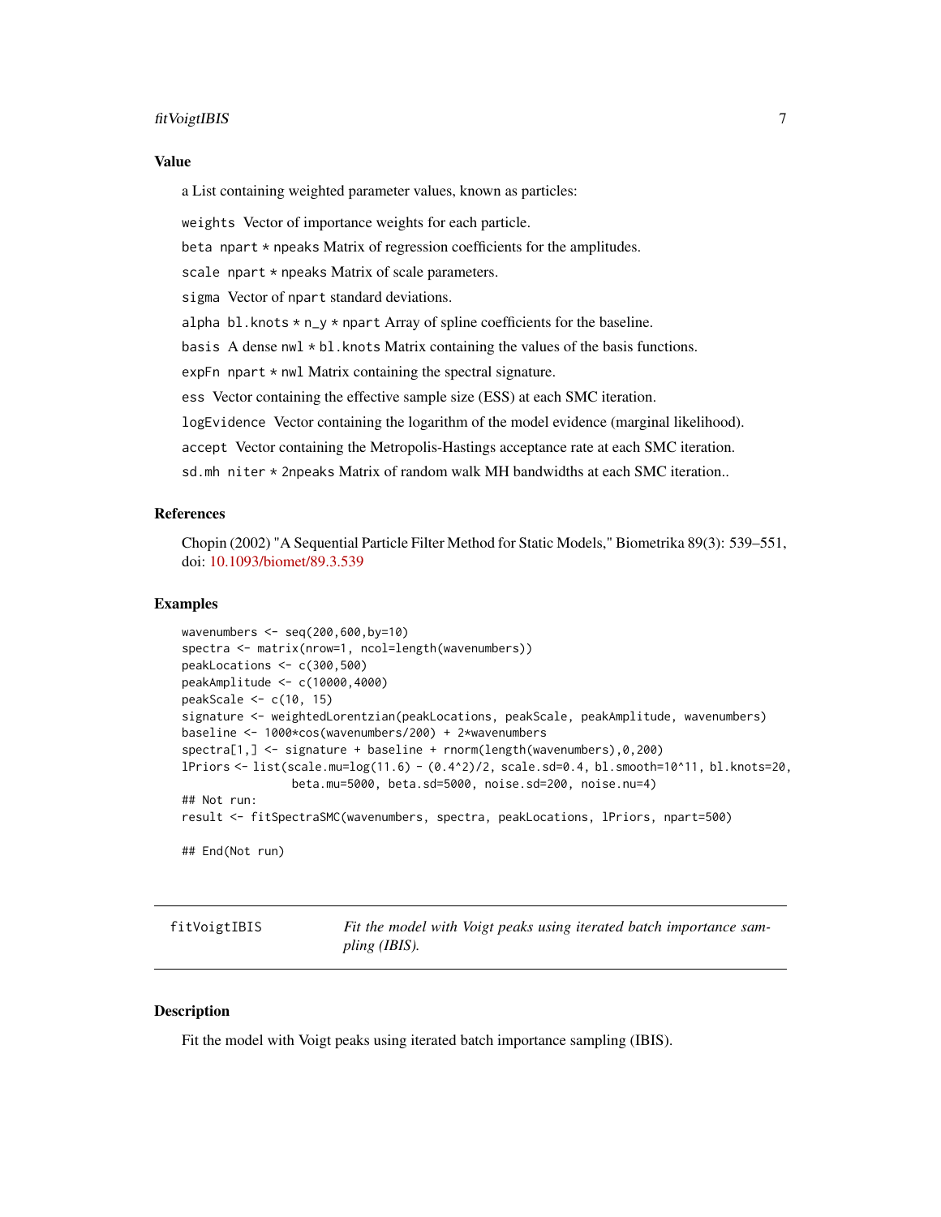## Value

a List containing weighted parameter values, known as particles:

- `weights` Vector of importance weights for each particle.
- `beta` `npart * npeaks` Matrix of regression coefficients for the amplitudes.
- `scale` `npart * npeaks` Matrix of scale parameters.
- `sigma` Vector of `npart` standard deviations.
- `alpha` `bl.knots * n_y * npart` Array of spline coefficients for the baseline.
- `basis` A dense `nwl * bl.knots` Matrix containing the values of the basis functions.
- `expFn` `npart * nwl` Matrix containing the spectral signature.
- `ess` Vector containing the effective sample size (ESS) at each SMC iteration.
- `logEvidence` Vector containing the logarithm of the model evidence (marginal likelihood).
- `accept` Vector containing the Metropolis-Hastings acceptance rate at each SMC iteration.
- `sd.mh` `niter * 2npeaks` Matrix of random walk MH bandwidths at each SMC iteration..

## References

Chopin (2002) "A Sequential Particle Filter Method for Static Models," Biometrika 89(3): 539–551, doi: 10.1093/biomet/89.3.539

## Examples

```
wavenumbers <- seq(200,600,by=10)
spectra <- matrix(nrow=1, ncol=length(wavenumbers))
peakLocations <- c(300,500)
peakAmplitude <- c(10000,4000)
peakScale <- c(10, 15)
signature <- weightedLorentzian(peakLocations, peakScale, peakAmplitude, wavenumbers)
baseline <- 1000*cos(wavenumbers/200) + 2*wavenumbers
spectra[1,] <- signature + baseline + rnorm(length(wavenumbers),0,200)
lPriors <- list(scale.mu=log(11.6) - (0.4^2)/2, scale.sd=0.4, bl.smooth=10^11, bl.knots=20,
                beta.mu=5000, beta.sd=5000, noise.sd=200, noise.nu=4)
## Not run:
result <- fitSpectraSMC(wavenumbers, spectra, peakLocations, lPriors, npart=500)

## End(Not run)
```

---

# fitVoigtIBIS — *Fit the model with Voigt peaks using iterated batch importance sampling (IBIS).*

## Description

Fit the model with Voigt peaks using iterated batch importance sampling (IBIS).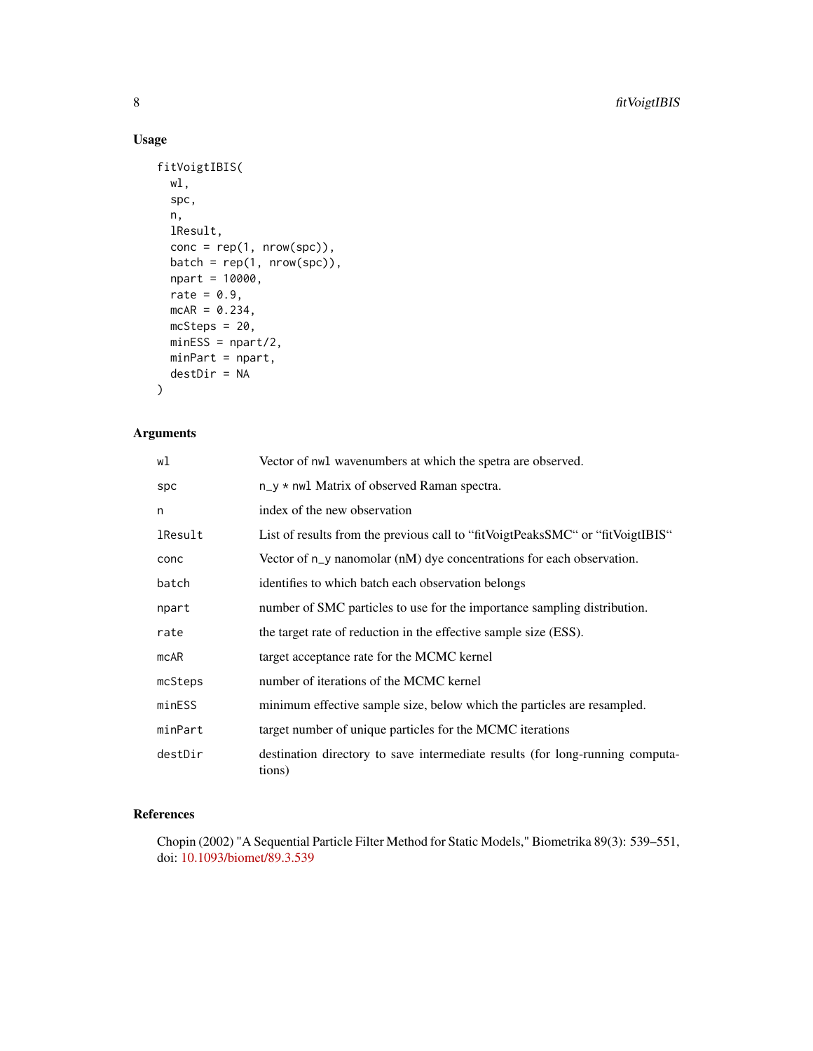## Usage

```
fitVoigtIBIS(
  wl,
  spc,
  n,
  lResult,
  conc = rep(1, nrow(spc)),
  batch = rep(1, nrow(spc)),
  npart = 10000,
  rate = 0.9,
  mcAR = 0.234,
  mcSteps = 20,
  minESS = npart/2,
  minPart = npart,
  destDir = NA
)
```

## Arguments

| | |
|---|---|
| wl | Vector of nwl wavenumbers at which the spetra are observed. |
| spc | n_y * nwl Matrix of observed Raman spectra. |
| n | index of the new observation |
| lResult | List of results from the previous call to “fitVoigtPeaksSMC“ or “fitVoigtIBIS“ |
| conc | Vector of n_y nanomolar (nM) dye concentrations for each observation. |
| batch | identifies to which batch each observation belongs |
| npart | number of SMC particles to use for the importance sampling distribution. |
| rate | the target rate of reduction in the effective sample size (ESS). |
| mcAR | target acceptance rate for the MCMC kernel |
| mcSteps | number of iterations of the MCMC kernel |
| minESS | minimum effective sample size, below which the particles are resampled. |
| minPart | target number of unique particles for the MCMC iterations |
| destDir | destination directory to save intermediate results (for long-running computations) |

## References

Chopin (2002) "A Sequential Particle Filter Method for Static Models," Biometrika 89(3): 539–551, doi: 10.1093/biomet/89.3.539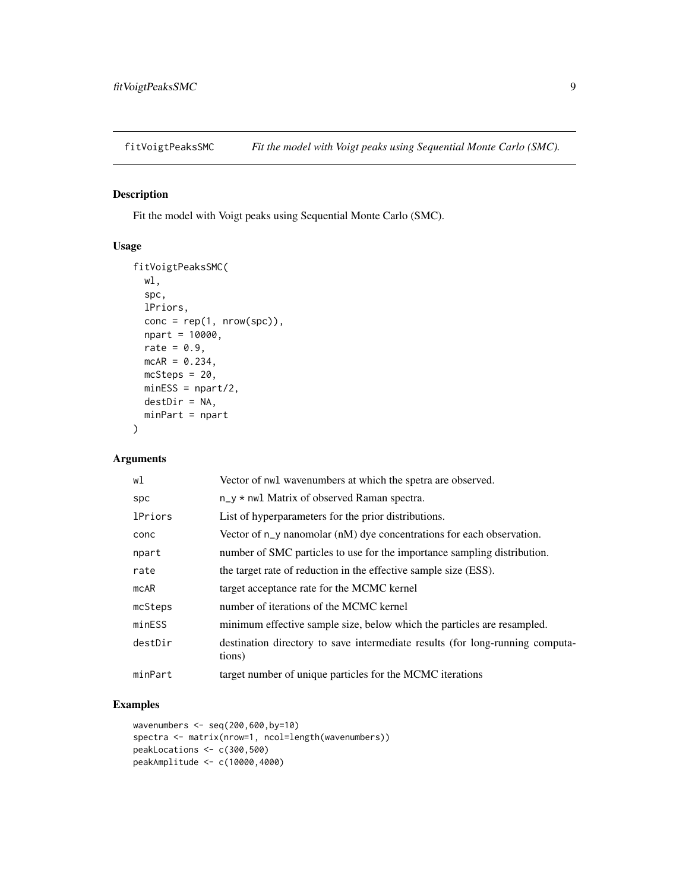## fitVoigtPeaksSMC — *Fit the model with Voigt peaks using Sequential Monte Carlo (SMC).*

### Description

Fit the model with Voigt peaks using Sequential Monte Carlo (SMC).

### Usage

```
fitVoigtPeaksSMC(
  wl,
  spc,
  lPriors,
  conc = rep(1, nrow(spc)),
  npart = 10000,
  rate = 0.9,
  mcAR = 0.234,
  mcSteps = 20,
  minESS = npart/2,
  destDir = NA,
  minPart = npart
)
```

### Arguments

| | |
|---|---|
| `wl` | Vector of `nwl` wavenumbers at which the spetra are observed. |
| `spc` | `n_y * nwl` Matrix of observed Raman spectra. |
| `lPriors` | List of hyperparameters for the prior distributions. |
| `conc` | Vector of `n_y` nanomolar (nM) dye concentrations for each observation. |
| `npart` | number of SMC particles to use for the importance sampling distribution. |
| `rate` | the target rate of reduction in the effective sample size (ESS). |
| `mcAR` | target acceptance rate for the MCMC kernel |
| `mcSteps` | number of iterations of the MCMC kernel |
| `minESS` | minimum effective sample size, below which the particles are resampled. |
| `destDir` | destination directory to save intermediate results (for long-running computations) |
| `minPart` | target number of unique particles for the MCMC iterations |

### Examples

```
wavenumbers <- seq(200,600,by=10)
spectra <- matrix(nrow=1, ncol=length(wavenumbers))
peakLocations <- c(300,500)
peakAmplitude <- c(10000,4000)
```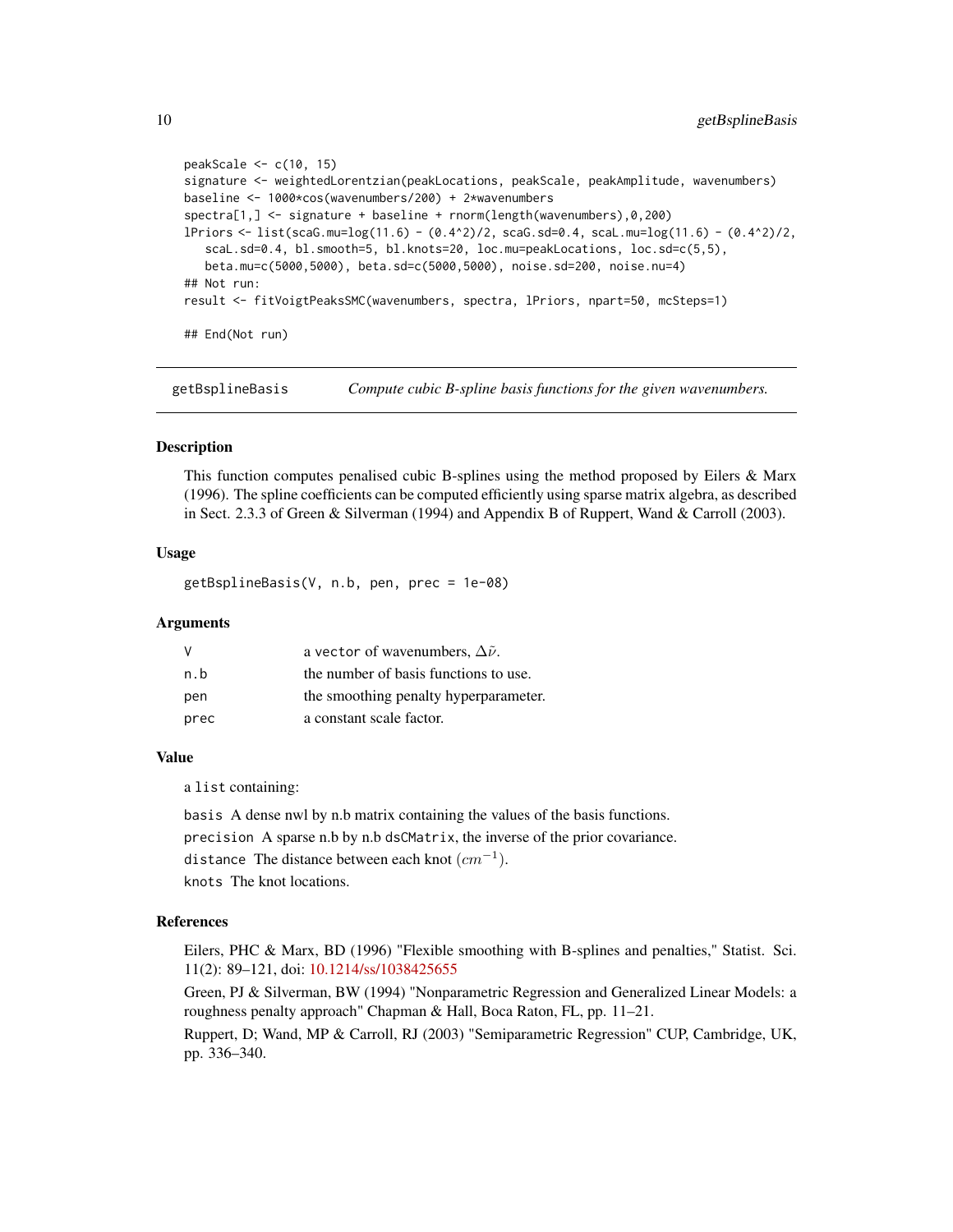```
peakScale <- c(10, 15)
signature <- weightedLorentzian(peakLocations, peakScale, peakAmplitude, wavenumbers)
baseline <- 1000*cos(wavenumbers/200) + 2*wavenumbers
spectra[1,] <- signature + baseline + rnorm(length(wavenumbers),0,200)
lPriors <- list(scaG.mu=log(11.6) - (0.4^2)/2, scaG.sd=0.4, scaL.mu=log(11.6) - (0.4^2)/2,
   scaL.sd=0.4, bl.smooth=5, bl.knots=20, loc.mu=peakLocations, loc.sd=c(5,5),
   beta.mu=c(5000,5000), beta.sd=c(5000,5000), noise.sd=200, noise.nu=4)
## Not run:
result <- fitVoigtPeaksSMC(wavenumbers, spectra, lPriors, npart=50, mcSteps=1)

## End(Not run)
```

---

## getBsplineBasis — *Compute cubic B-spline basis functions for the given wavenumbers.*

### Description

This function computes penalised cubic B-splines using the method proposed by Eilers & Marx (1996). The spline coefficients can be computed efficiently using sparse matrix algebra, as described in Sect. 2.3.3 of Green & Silverman (1994) and Appendix B of Ruppert, Wand & Carroll (2003).

### Usage

```
getBsplineBasis(V, n.b, pen, prec = 1e-08)
```

### Arguments

| | |
|---|---|
| V | a vector of wavenumbers, $\Delta\tilde{\nu}$. |
| n.b | the number of basis functions to use. |
| pen | the smoothing penalty hyperparameter. |
| prec | a constant scale factor. |

### Value

a list containing:

`basis` A dense nwl by n.b matrix containing the values of the basis functions.

`precision` A sparse n.b by n.b `dsCMatrix`, the inverse of the prior covariance.

`distance` The distance between each knot $(cm^{-1})$.

`knots` The knot locations.

### References

Eilers, PHC & Marx, BD (1996) "Flexible smoothing with B-splines and penalties," Statist. Sci. 11(2): 89–121, doi: 10.1214/ss/1038425655

Green, PJ & Silverman, BW (1994) "Nonparametric Regression and Generalized Linear Models: a roughness penalty approach" Chapman & Hall, Boca Raton, FL, pp. 11–21.

Ruppert, D; Wand, MP & Carroll, RJ (2003) "Semiparametric Regression" CUP, Cambridge, UK, pp. 336–340.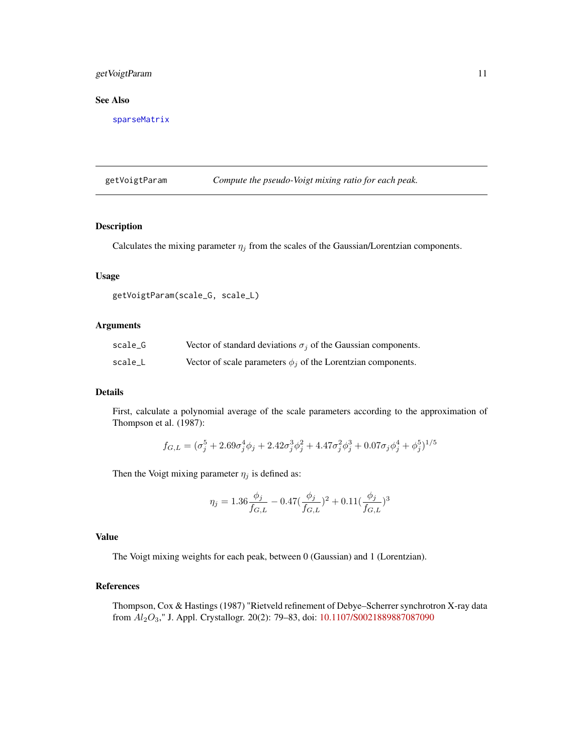## See Also

sparseMatrix

---

## getVoigtParam — *Compute the pseudo-Voigt mixing ratio for each peak.*

---

### Description

Calculates the mixing parameter $\eta_j$ from the scales of the Gaussian/Lorentzian components.

### Usage

```
getVoigtParam(scale_G, scale_L)
```

### Arguments

| | |
|---|---|
| scale_G | Vector of standard deviations $\sigma_j$ of the Gaussian components. |
| scale_L | Vector of scale parameters $\phi_j$ of the Lorentzian components. |

### Details

First, calculate a polynomial average of the scale parameters according to the approximation of Thompson et al. (1987):

$$f_{G,L} = (\sigma_j^5 + 2.69\sigma_j^4\phi_j + 2.42\sigma_j^3\phi_j^2 + 4.47\sigma_j^2\phi_j^3 + 0.07\sigma_j\phi_j^4 + \phi_j^5)^{1/5}$$

Then the Voigt mixing parameter $\eta_j$ is defined as:

$$\eta_j = 1.36\frac{\phi_j}{f_{G,L}} - 0.47(\frac{\phi_j}{f_{G,L}})^2 + 0.11(\frac{\phi_j}{f_{G,L}})^3$$

### Value

The Voigt mixing weights for each peak, between 0 (Gaussian) and 1 (Lorentzian).

### References

Thompson, Cox & Hastings (1987) "Rietveld refinement of Debye–Scherrer synchrotron X-ray data from $Al_2O_3$," J. Appl. Crystallogr. 20(2): 79–83, doi: 10.1107/S0021889887087090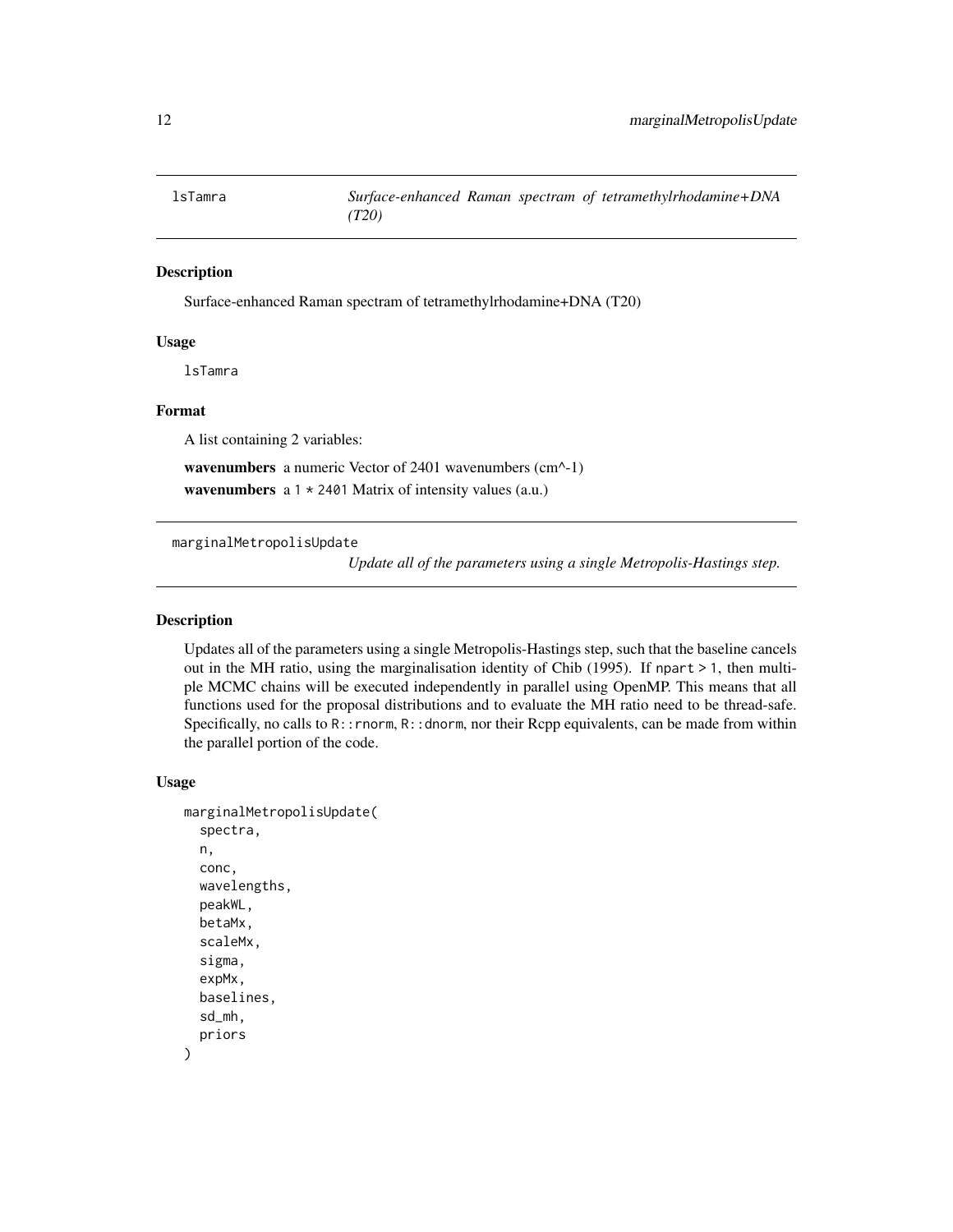## lsTamra — *Surface-enhanced Raman spectram of tetramethylrhodamine+DNA (T20)*

### Description

Surface-enhanced Raman spectram of tetramethylrhodamine+DNA (T20)

### Usage

```
lsTamra
```

### Format

A list containing 2 variables:

**wavenumbers** a numeric Vector of 2401 wavenumbers (cm^-1)

**wavenumbers** a `1 * 2401` Matrix of intensity values (a.u.)

## marginalMetropolisUpdate — *Update all of the parameters using a single Metropolis-Hastings step.*

### Description

Updates all of the parameters using a single Metropolis-Hastings step, such that the baseline cancels out in the MH ratio, using the marginalisation identity of Chib (1995). If `npart > 1`, then multiple MCMC chains will be executed independently in parallel using OpenMP. This means that all functions used for the proposal distributions and to evaluate the MH ratio need to be thread-safe. Specifically, no calls to `R::rnorm`, `R::dnorm`, nor their Rcpp equivalents, can be made from within the parallel portion of the code.

### Usage

```
marginalMetropolisUpdate(
  spectra,
  n,
  conc,
  wavelengths,
  peakWL,
  betaMx,
  scaleMx,
  sigma,
  expMx,
  baselines,
  sd_mh,
  priors
)
```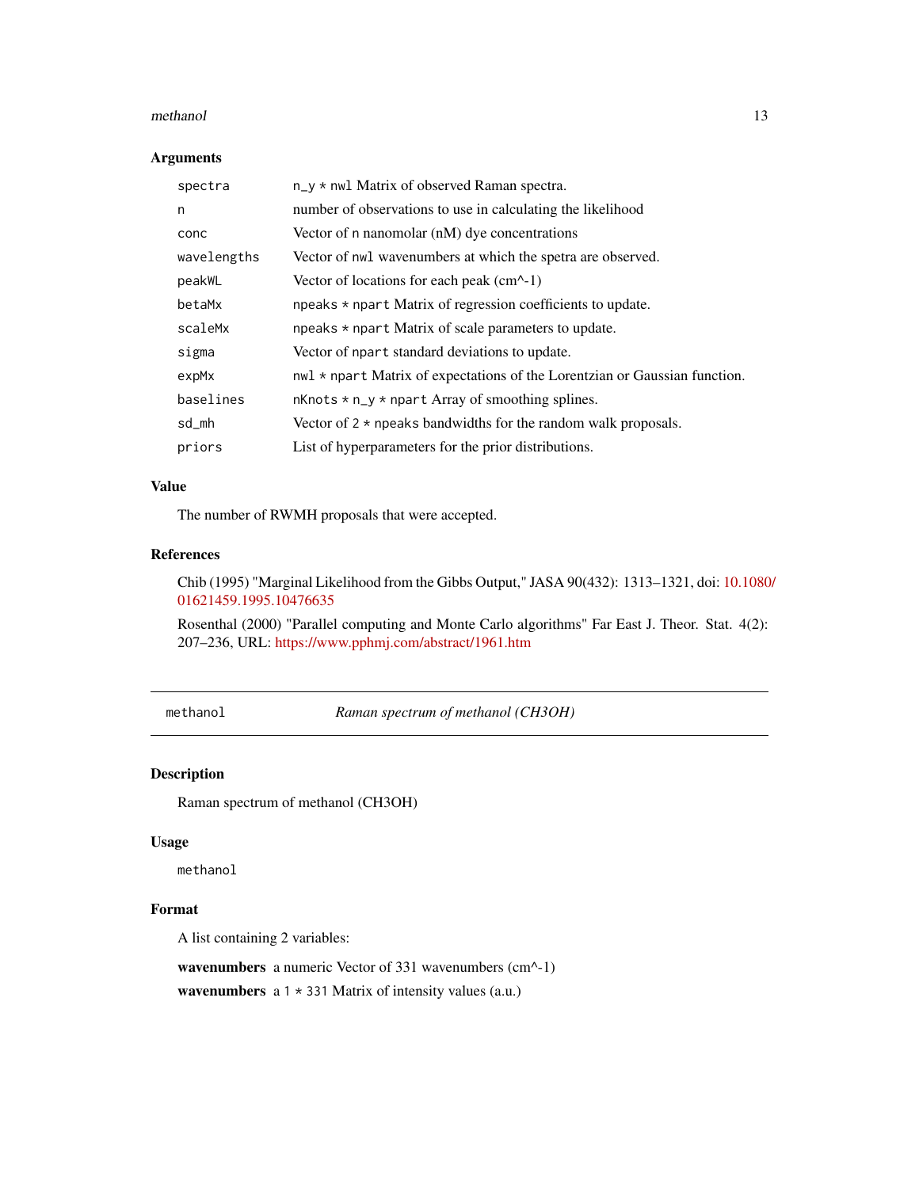### Arguments

| | |
|---|---|
| spectra | n_y * nwl Matrix of observed Raman spectra. |
| n | number of observations to use in calculating the likelihood |
| conc | Vector of n nanomolar (nM) dye concentrations |
| wavelengths | Vector of nwl wavenumbers at which the spetra are observed. |
| peakWL | Vector of locations for each peak (cm^-1) |
| betaMx | npeaks * npart Matrix of regression coefficients to update. |
| scaleMx | npeaks * npart Matrix of scale parameters to update. |
| sigma | Vector of npart standard deviations to update. |
| expMx | nwl * npart Matrix of expectations of the Lorentzian or Gaussian function. |
| baselines | nKnots * n_y * npart Array of smoothing splines. |
| sd_mh | Vector of 2 * npeaks bandwidths for the random walk proposals. |
| priors | List of hyperparameters for the prior distributions. |

### Value

The number of RWMH proposals that were accepted.

### References

Chib (1995) "Marginal Likelihood from the Gibbs Output," JASA 90(432): 1313–1321, doi: 10.1080/01621459.1995.10476635

Rosenthal (2000) "Parallel computing and Monte Carlo algorithms" Far East J. Theor. Stat. 4(2): 207–236, URL: https://www.pphmj.com/abstract/1961.htm

---

## methanol — *Raman spectrum of methanol (CH3OH)*

### Description

Raman spectrum of methanol (CH3OH)

### Usage

```
methanol
```

### Format

A list containing 2 variables:

**wavenumbers** a numeric Vector of 331 wavenumbers (cm^-1)

**wavenumbers** a 1 * 331 Matrix of intensity values (a.u.)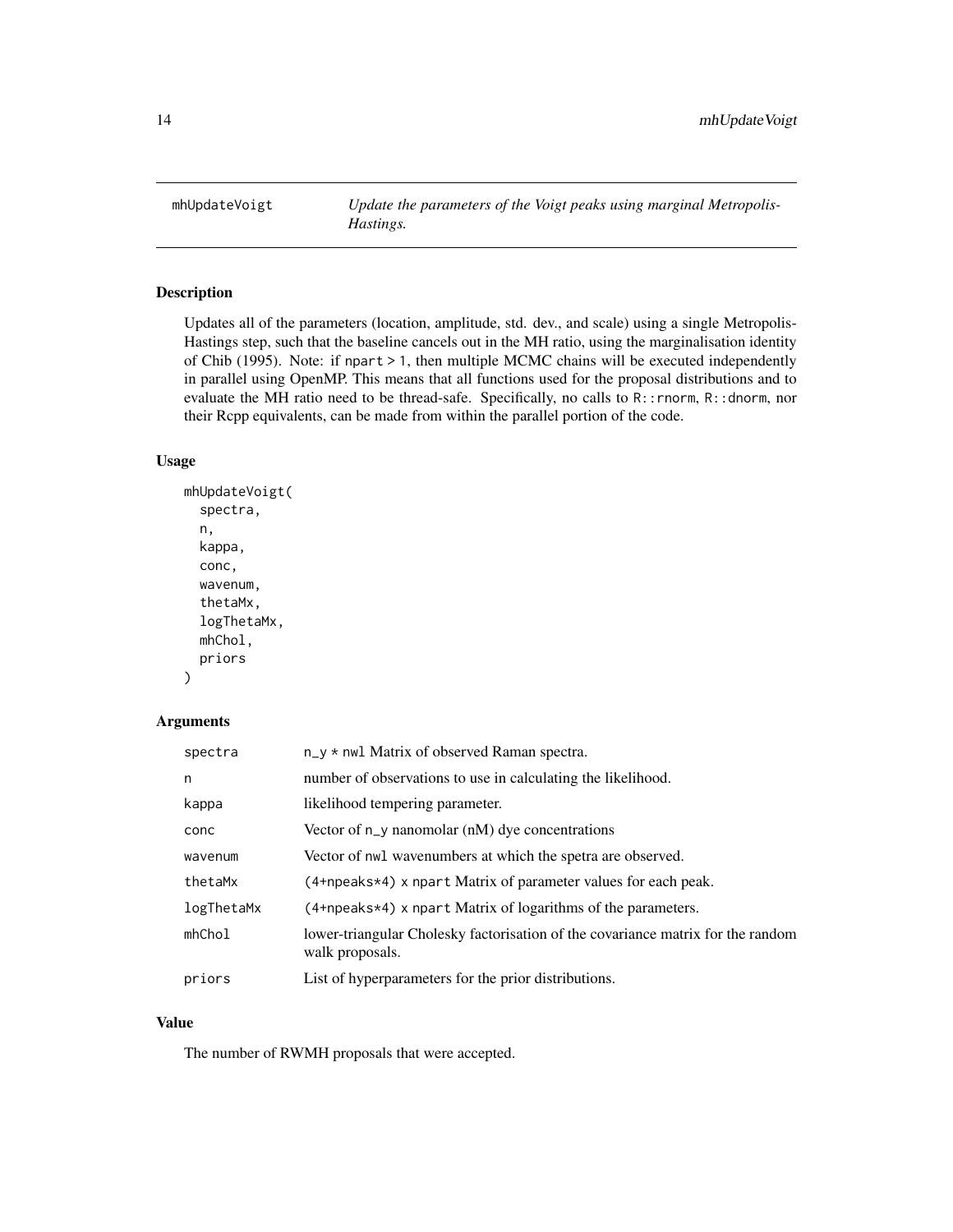# mhUpdateVoigt

*Update the parameters of the Voigt peaks using marginal Metropolis-Hastings.*

## Description

Updates all of the parameters (location, amplitude, std. dev., and scale) using a single Metropolis-Hastings step, such that the baseline cancels out in the MH ratio, using the marginalisation identity of Chib (1995). Note: if npart > 1, then multiple MCMC chains will be executed independently in parallel using OpenMP. This means that all functions used for the proposal distributions and to evaluate the MH ratio need to be thread-safe. Specifically, no calls to R::rnorm, R::dnorm, nor their Rcpp equivalents, can be made from within the parallel portion of the code.

## Usage

```
mhUpdateVoigt(
  spectra,
  n,
  kappa,
  conc,
  wavenum,
  thetaMx,
  logThetaMx,
  mhChol,
  priors
)
```

## Arguments

| | |
|---|---|
| spectra | n_y * nwl Matrix of observed Raman spectra. |
| n | number of observations to use in calculating the likelihood. |
| kappa | likelihood tempering parameter. |
| conc | Vector of n_y nanomolar (nM) dye concentrations |
| wavenum | Vector of nwl wavenumbers at which the spetra are observed. |
| thetaMx | (4+npeaks*4) x npart Matrix of parameter values for each peak. |
| logThetaMx | (4+npeaks*4) x npart Matrix of logarithms of the parameters. |
| mhChol | lower-triangular Cholesky factorisation of the covariance matrix for the random walk proposals. |
| priors | List of hyperparameters for the prior distributions. |

## Value

The number of RWMH proposals that were accepted.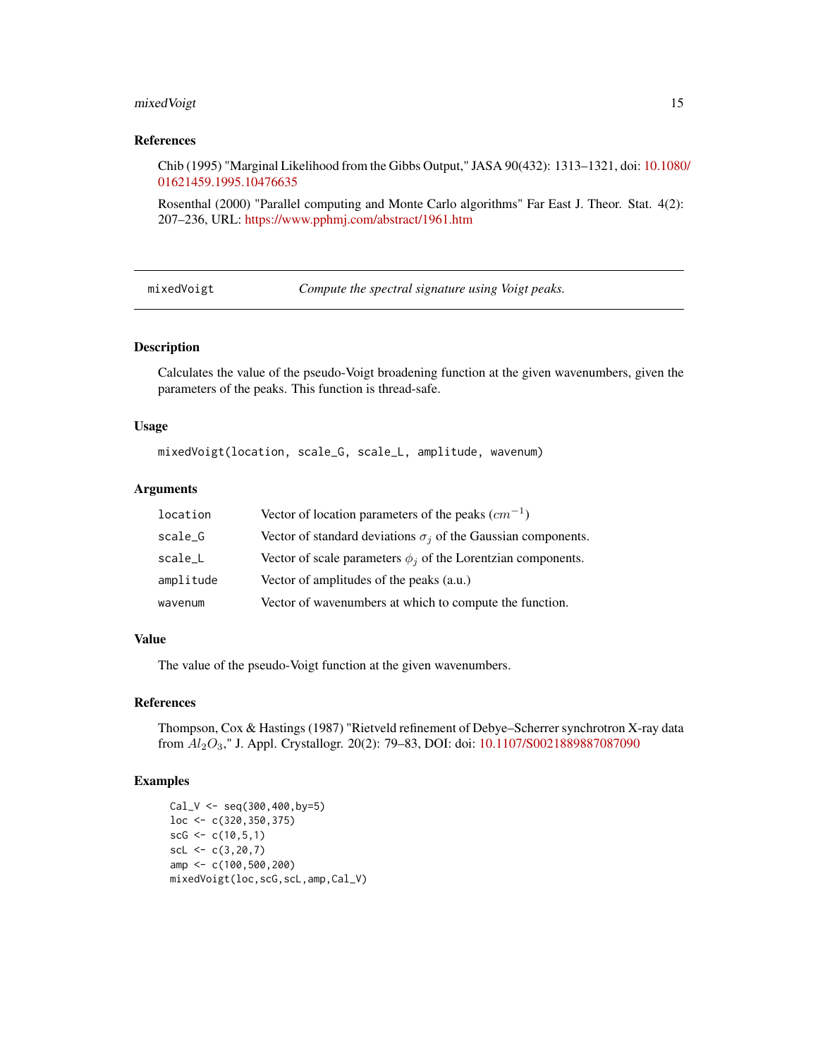## References

Chib (1995) "Marginal Likelihood from the Gibbs Output," JASA 90(432): 1313–1321, doi: 10.1080/01621459.1995.10476635

Rosenthal (2000) "Parallel computing and Monte Carlo algorithms" Far East J. Theor. Stat. 4(2): 207–236, URL: https://www.pphmj.com/abstract/1961.htm

---

# mixedVoigt — *Compute the spectral signature using Voigt peaks.*

## Description

Calculates the value of the pseudo-Voigt broadening function at the given wavenumbers, given the parameters of the peaks. This function is thread-safe.

## Usage

```
mixedVoigt(location, scale_G, scale_L, amplitude, wavenum)
```

## Arguments

| | |
|---|---|
| `location` | Vector of location parameters of the peaks ($cm^{-1}$) |
| `scale_G` | Vector of standard deviations $\sigma_j$ of the Gaussian components. |
| `scale_L` | Vector of scale parameters $\phi_j$ of the Lorentzian components. |
| `amplitude` | Vector of amplitudes of the peaks (a.u.) |
| `wavenum` | Vector of wavenumbers at which to compute the function. |

## Value

The value of the pseudo-Voigt function at the given wavenumbers.

## References

Thompson, Cox & Hastings (1987) "Rietveld refinement of Debye–Scherrer synchrotron X-ray data from $Al_2O_3$," J. Appl. Crystallogr. 20(2): 79–83, DOI: doi: 10.1107/S0021889887087090

## Examples

```
Cal_V <- seq(300,400,by=5)
loc <- c(320,350,375)
scG <- c(10,5,1)
scL <- c(3,20,7)
amp <- c(100,500,200)
mixedVoigt(loc,scG,scL,amp,Cal_V)
```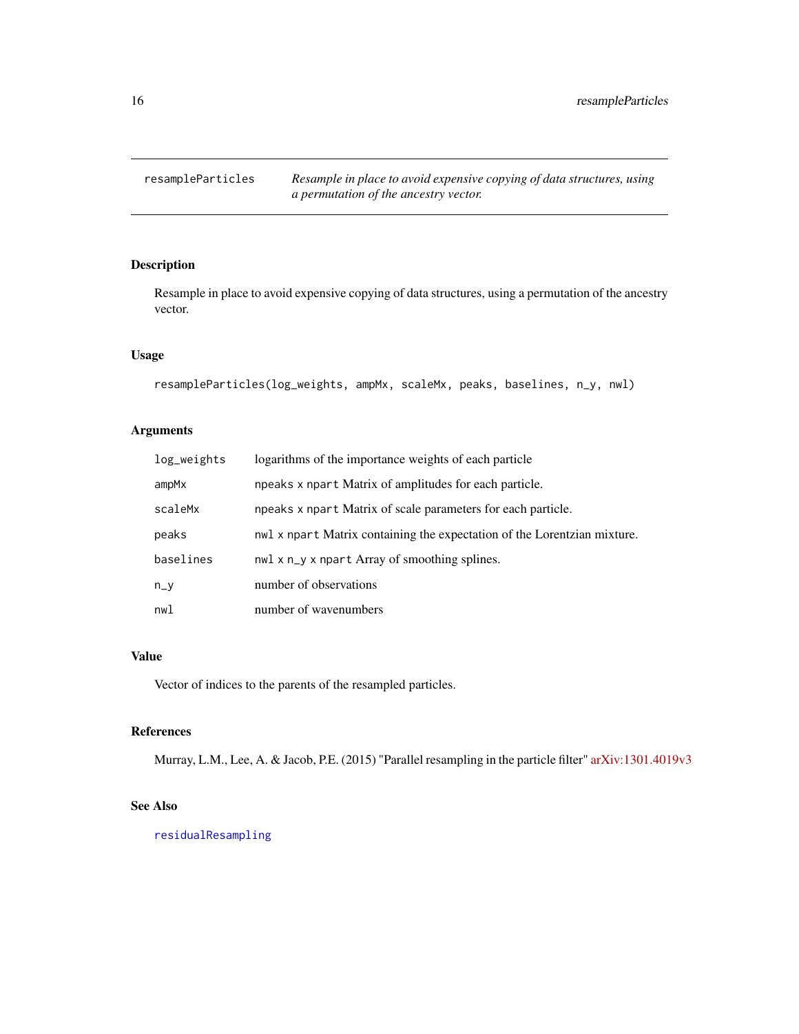## resampleParticles — *Resample in place to avoid expensive copying of data structures, using a permutation of the ancestry vector.*

### Description

Resample in place to avoid expensive copying of data structures, using a permutation of the ancestry vector.

### Usage

```
resampleParticles(log_weights, ampMx, scaleMx, peaks, baselines, n_y, nwl)
```

### Arguments

| | |
|---|---|
| `log_weights` | logarithms of the importance weights of each particle |
| `ampMx` | `npeaks` x `npart` Matrix of amplitudes for each particle. |
| `scaleMx` | `npeaks` x `npart` Matrix of scale parameters for each particle. |
| `peaks` | `nwl` x `npart` Matrix containing the expectation of the Lorentzian mixture. |
| `baselines` | `nwl` x `n_y` x `npart` Array of smoothing splines. |
| `n_y` | number of observations |
| `nwl` | number of wavenumbers |

### Value

Vector of indices to the parents of the resampled particles.

### References

Murray, L.M., Lee, A. & Jacob, P.E. (2015) "Parallel resampling in the particle filter" arXiv:1301.4019v3

### See Also

`residualResampling`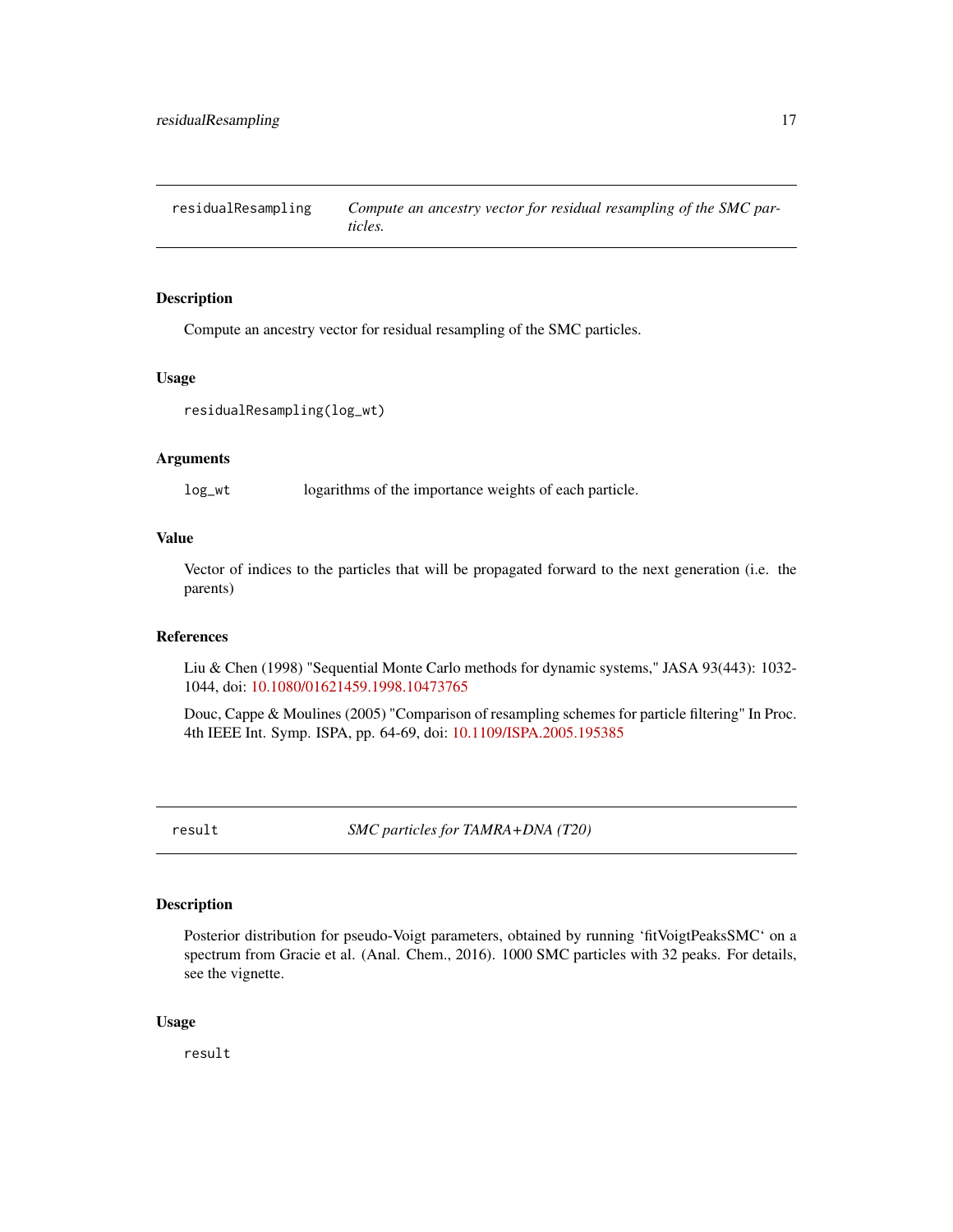## residualResampling — *Compute an ancestry vector for residual resampling of the SMC particles.*

### Description

Compute an ancestry vector for residual resampling of the SMC particles.

### Usage

```
residualResampling(log_wt)
```

### Arguments

| | |
|---|---|
| log_wt | logarithms of the importance weights of each particle. |

### Value

Vector of indices to the particles that will be propagated forward to the next generation (i.e. the parents)

### References

Liu & Chen (1998) "Sequential Monte Carlo methods for dynamic systems," JASA 93(443): 1032-1044, doi: 10.1080/01621459.1998.10473765

Douc, Cappe & Moulines (2005) "Comparison of resampling schemes for particle filtering" In Proc. 4th IEEE Int. Symp. ISPA, pp. 64-69, doi: 10.1109/ISPA.2005.195385

## result — *SMC particles for TAMRA+DNA (T20)*

### Description

Posterior distribution for pseudo-Voigt parameters, obtained by running 'fitVoigtPeaksSMC' on a spectrum from Gracie et al. (Anal. Chem., 2016). 1000 SMC particles with 32 peaks. For details, see the vignette.

### Usage

```
result
```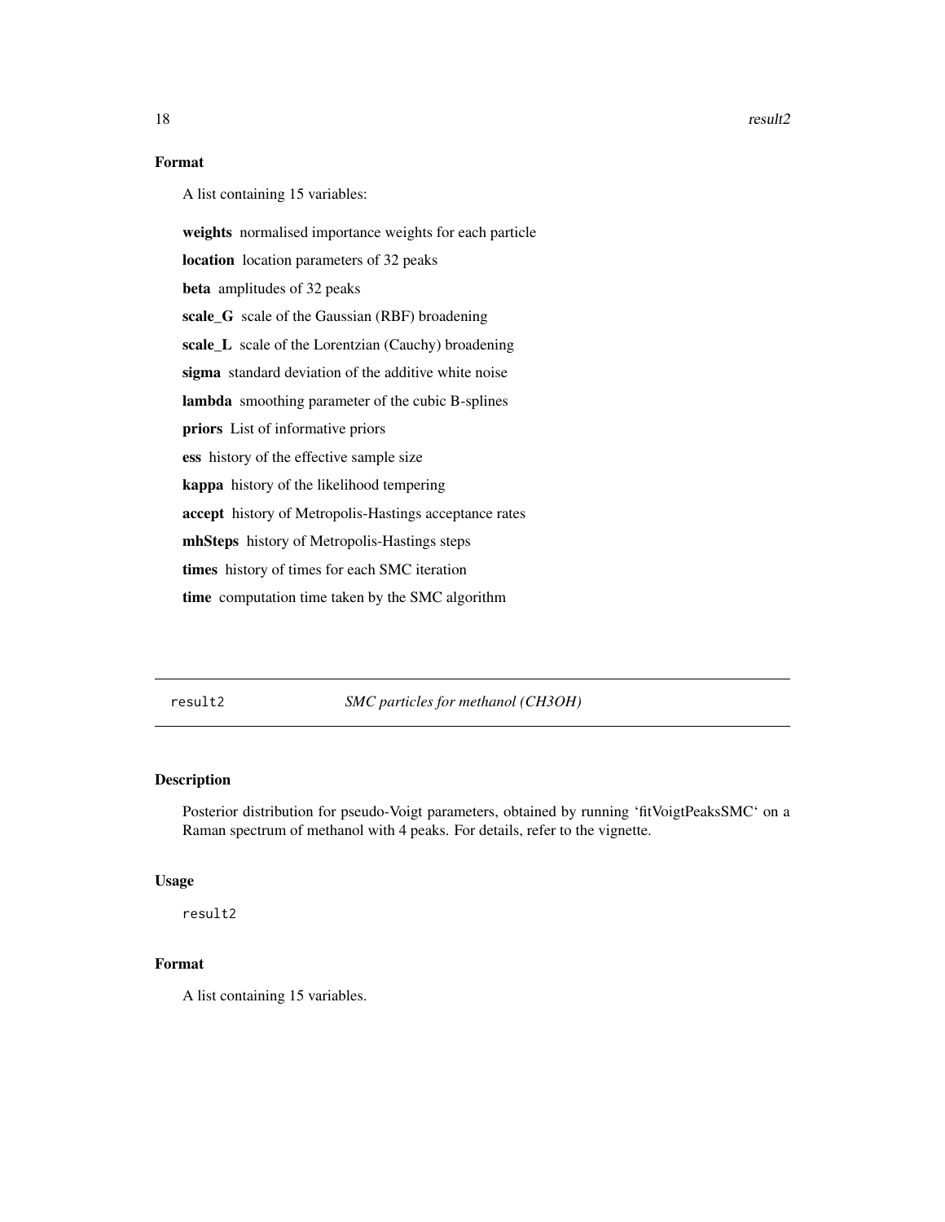### Format

A list containing 15 variables:

**weights** normalised importance weights for each particle

**location** location parameters of 32 peaks

**beta** amplitudes of 32 peaks

**scale_G** scale of the Gaussian (RBF) broadening

**scale_L** scale of the Lorentzian (Cauchy) broadening

**sigma** standard deviation of the additive white noise

**lambda** smoothing parameter of the cubic B-splines

**priors** List of informative priors

**ess** history of the effective sample size

**kappa** history of the likelihood tempering

**accept** history of Metropolis-Hastings acceptance rates

**mhSteps** history of Metropolis-Hastings steps

**times** history of times for each SMC iteration

**time** computation time taken by the SMC algorithm

---

## result2 — *SMC particles for methanol (CH3OH)*

### Description

Posterior distribution for pseudo-Voigt parameters, obtained by running 'fitVoigtPeaksSMC' on a Raman spectrum of methanol with 4 peaks. For details, refer to the vignette.

### Usage

```
result2
```

### Format

A list containing 15 variables.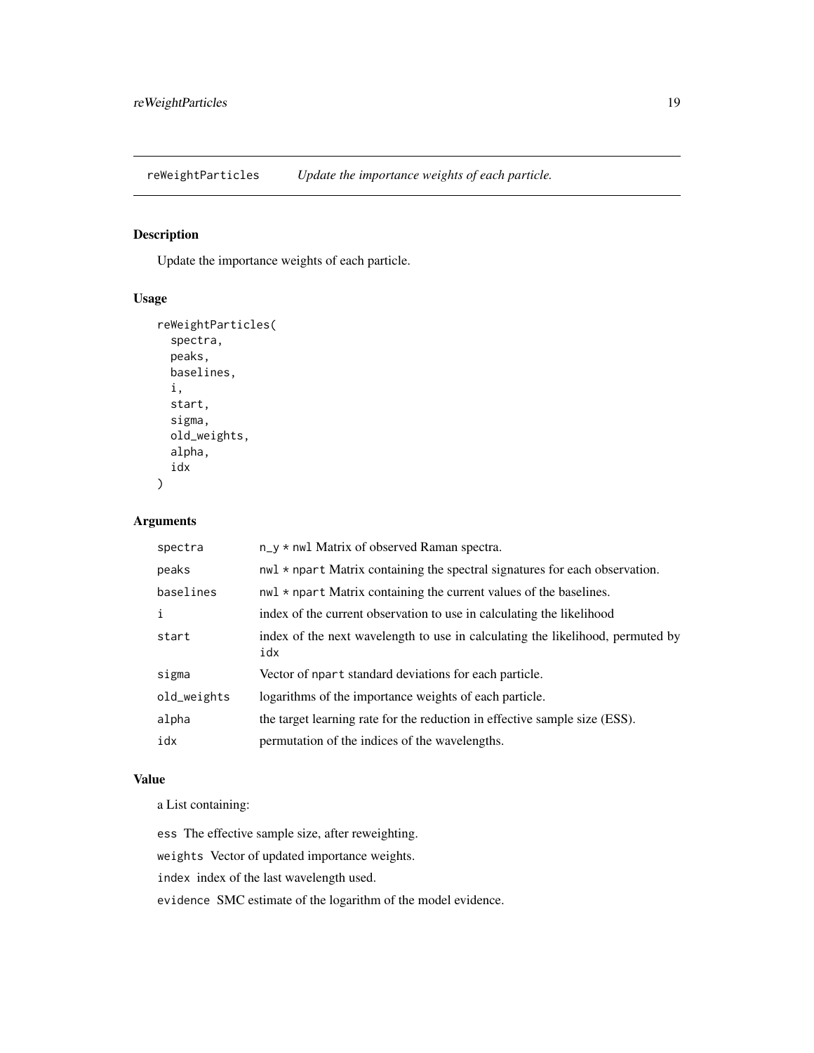# reWeightParticles — *Update the importance weights of each particle.*

## Description

Update the importance weights of each particle.

## Usage

```
reWeightParticles(
  spectra,
  peaks,
  baselines,
  i,
  start,
  sigma,
  old_weights,
  alpha,
  idx
)
```

## Arguments

| | |
|---|---|
| spectra | n_y * nwl Matrix of observed Raman spectra. |
| peaks | nwl * npart Matrix containing the spectral signatures for each observation. |
| baselines | nwl * npart Matrix containing the current values of the baselines. |
| i | index of the current observation to use in calculating the likelihood |
| start | index of the next wavelength to use in calculating the likelihood, permuted by idx |
| sigma | Vector of npart standard deviations for each particle. |
| old_weights | logarithms of the importance weights of each particle. |
| alpha | the target learning rate for the reduction in effective sample size (ESS). |
| idx | permutation of the indices of the wavelengths. |

## Value

a List containing:

ess The effective sample size, after reweighting.

weights Vector of updated importance weights.

index index of the last wavelength used.

evidence SMC estimate of the logarithm of the model evidence.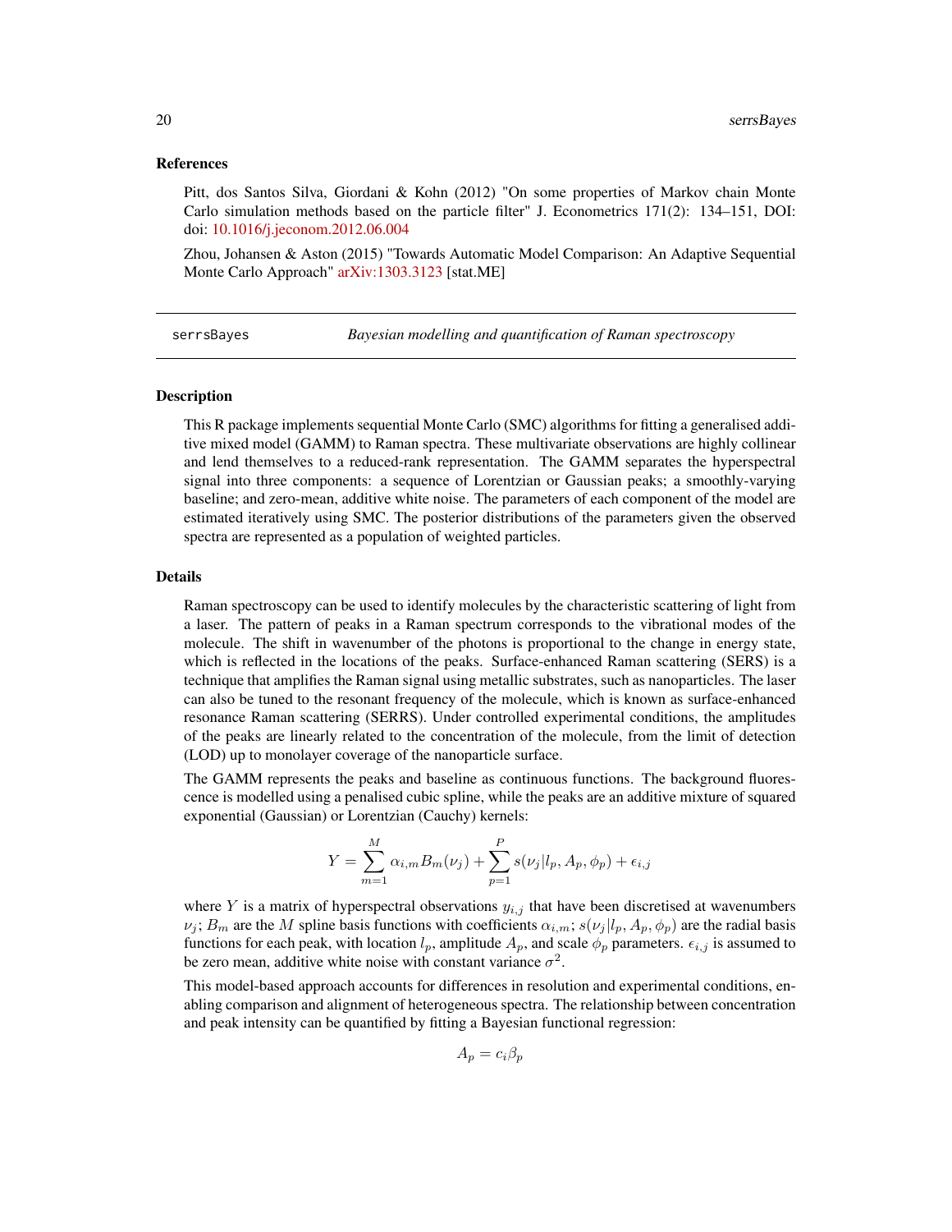### References

Pitt, dos Santos Silva, Giordani & Kohn (2012) "On some properties of Markov chain Monte Carlo simulation methods based on the particle filter" J. Econometrics 171(2): 134–151, DOI: doi: 10.1016/j.jeconom.2012.06.004

Zhou, Johansen & Aston (2015) "Towards Automatic Model Comparison: An Adaptive Sequential Monte Carlo Approach" arXiv:1303.3123 [stat.ME]

---

## serrsBayes — *Bayesian modelling and quantification of Raman spectroscopy*

---

### Description

This R package implements sequential Monte Carlo (SMC) algorithms for fitting a generalised additive mixed model (GAMM) to Raman spectra. These multivariate observations are highly collinear and lend themselves to a reduced-rank representation. The GAMM separates the hyperspectral signal into three components: a sequence of Lorentzian or Gaussian peaks; a smoothly-varying baseline; and zero-mean, additive white noise. The parameters of each component of the model are estimated iteratively using SMC. The posterior distributions of the parameters given the observed spectra are represented as a population of weighted particles.

### Details

Raman spectroscopy can be used to identify molecules by the characteristic scattering of light from a laser. The pattern of peaks in a Raman spectrum corresponds to the vibrational modes of the molecule. The shift in wavenumber of the photons is proportional to the change in energy state, which is reflected in the locations of the peaks. Surface-enhanced Raman scattering (SERS) is a technique that amplifies the Raman signal using metallic substrates, such as nanoparticles. The laser can also be tuned to the resonant frequency of the molecule, which is known as surface-enhanced resonance Raman scattering (SERRS). Under controlled experimental conditions, the amplitudes of the peaks are linearly related to the concentration of the molecule, from the limit of detection (LOD) up to monolayer coverage of the nanoparticle surface.

The GAMM represents the peaks and baseline as continuous functions. The background fluorescence is modelled using a penalised cubic spline, while the peaks are an additive mixture of squared exponential (Gaussian) or Lorentzian (Cauchy) kernels:

$$Y = \sum_{m=1}^{M} \alpha_{i,m} B_m(\nu_j) + \sum_{p=1}^{P} s(\nu_j | l_p, A_p, \phi_p) + \epsilon_{i,j}$$

where $Y$ is a matrix of hyperspectral observations $y_{i,j}$ that have been discretised at wavenumbers $\nu_j$; $B_m$ are the $M$ spline basis functions with coefficients $\alpha_{i,m}$; $s(\nu_j | l_p, A_p, \phi_p)$ are the radial basis functions for each peak, with location $l_p$, amplitude $A_p$, and scale $\phi_p$ parameters. $\epsilon_{i,j}$ is assumed to be zero mean, additive white noise with constant variance $\sigma^2$.

This model-based approach accounts for differences in resolution and experimental conditions, enabling comparison and alignment of heterogeneous spectra. The relationship between concentration and peak intensity can be quantified by fitting a Bayesian functional regression:

$$A_p = c_i \beta_p$$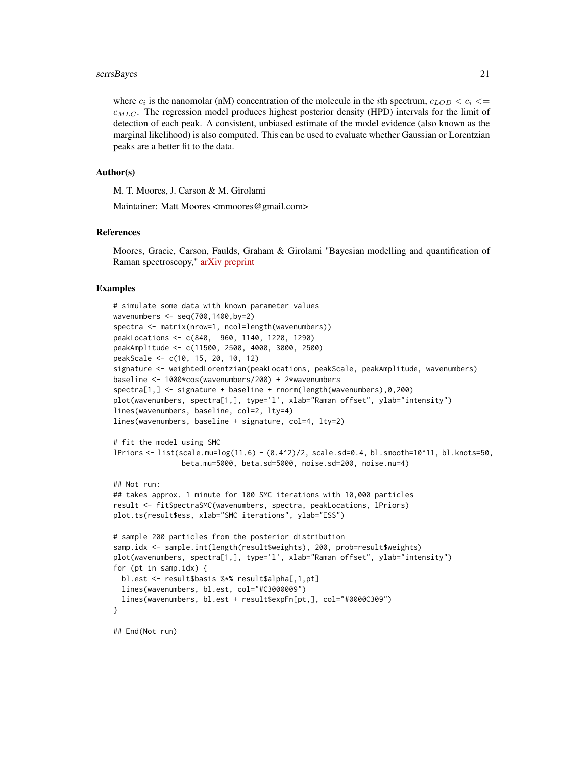where $c_i$ is the nanomolar (nM) concentration of the molecule in the $i$th spectrum, $c_{LOD} < c_i <= c_{MLC}$. The regression model produces highest posterior density (HPD) intervals for the limit of detection of each peak. A consistent, unbiased estimate of the model evidence (also known as the marginal likelihood) is also computed. This can be used to evaluate whether Gaussian or Lorentzian peaks are a better fit to the data.

### Author(s)

M. T. Moores, J. Carson & M. Girolami

Maintainer: Matt Moores <mmoores@gmail.com>

### References

Moores, Gracie, Carson, Faulds, Graham & Girolami "Bayesian modelling and quantification of Raman spectroscopy," arXiv preprint

### Examples

```
# simulate some data with known parameter values
wavenumbers <- seq(700,1400,by=2)
spectra <- matrix(nrow=1, ncol=length(wavenumbers))
peakLocations <- c(840,  960, 1140, 1220, 1290)
peakAmplitude <- c(11500, 2500, 4000, 3000, 2500)
peakScale <- c(10, 15, 20, 10, 12)
signature <- weightedLorentzian(peakLocations, peakScale, peakAmplitude, wavenumbers)
baseline <- 1000*cos(wavenumbers/200) + 2*wavenumbers
spectra[1,] <- signature + baseline + rnorm(length(wavenumbers),0,200)
plot(wavenumbers, spectra[1,], type='l', xlab="Raman offset", ylab="intensity")
lines(wavenumbers, baseline, col=2, lty=4)
lines(wavenumbers, baseline + signature, col=4, lty=2)

# fit the model using SMC
lPriors <- list(scale.mu=log(11.6) - (0.4^2)/2, scale.sd=0.4, bl.smooth=10^11, bl.knots=50,
                beta.mu=5000, beta.sd=5000, noise.sd=200, noise.nu=4)

## Not run:
## takes approx. 1 minute for 100 SMC iterations with 10,000 particles
result <- fitSpectraSMC(wavenumbers, spectra, peakLocations, lPriors)
plot.ts(result$ess, xlab="SMC iterations", ylab="ESS")

# sample 200 particles from the posterior distribution
samp.idx <- sample.int(length(result$weights), 200, prob=result$weights)
plot(wavenumbers, spectra[1,], type='l', xlab="Raman offset", ylab="intensity")
for (pt in samp.idx) {
  bl.est <- result$basis %*% result$alpha[,1,pt]
  lines(wavenumbers, bl.est, col="#C3000009")
  lines(wavenumbers, bl.est + result$expFn[pt,], col="#0000C309")
}

## End(Not run)
```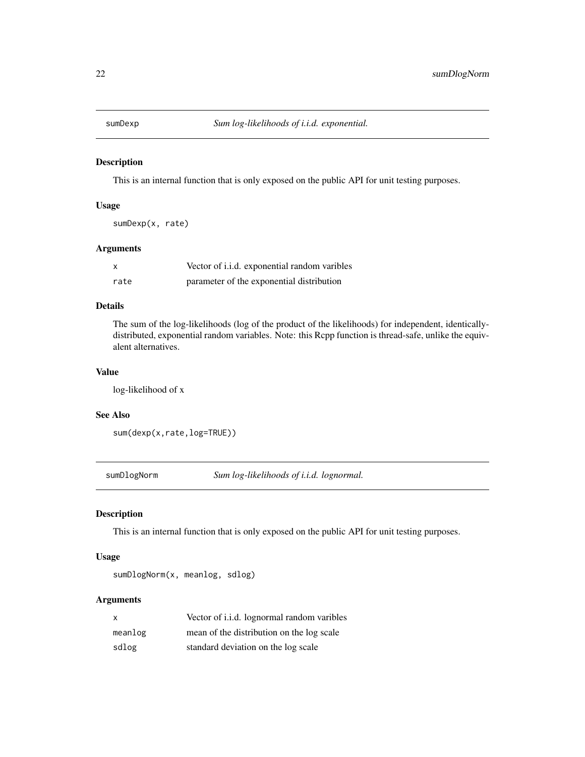## sumDexp *Sum log-likelihoods of i.i.d. exponential.*

### Description

This is an internal function that is only exposed on the public API for unit testing purposes.

### Usage

```
sumDexp(x, rate)
```

### Arguments

| | |
|---|---|
| x | Vector of i.i.d. exponential random varibles |
| rate | parameter of the exponential distribution |

### Details

The sum of the log-likelihoods (log of the product of the likelihoods) for independent, identically-distributed, exponential random variables. Note: this Rcpp function is thread-safe, unlike the equivalent alternatives.

### Value

log-likelihood of x

### See Also

```
sum(dexp(x,rate,log=TRUE))
```

## sumDlogNorm *Sum log-likelihoods of i.i.d. lognormal.*

### Description

This is an internal function that is only exposed on the public API for unit testing purposes.

### Usage

```
sumDlogNorm(x, meanlog, sdlog)
```

### Arguments

| | |
|---|---|
| x | Vector of i.i.d. lognormal random varibles |
| meanlog | mean of the distribution on the log scale |
| sdlog | standard deviation on the log scale |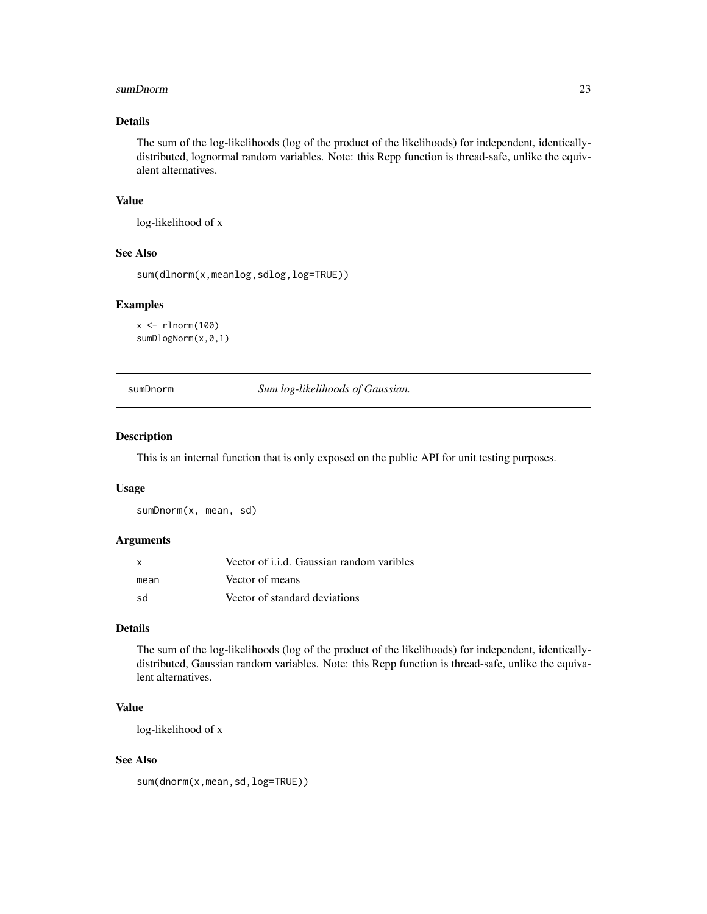### Details

The sum of the log-likelihoods (log of the product of the likelihoods) for independent, identically-distributed, lognormal random variables. Note: this Rcpp function is thread-safe, unlike the equivalent alternatives.

### Value

log-likelihood of x

### See Also

`sum(dlnorm(x,meanlog,sdlog,log=TRUE))`

### Examples

```
x <- rlnorm(100)
sumDlogNorm(x,0,1)
```

---

## sumDnorm — *Sum log-likelihoods of Gaussian.*

### Description

This is an internal function that is only exposed on the public API for unit testing purposes.

### Usage

```
sumDnorm(x, mean, sd)
```

### Arguments

| | |
|---|---|
| `x` | Vector of i.i.d. Gaussian random varibles |
| `mean` | Vector of means |
| `sd` | Vector of standard deviations |

### Details

The sum of the log-likelihoods (log of the product of the likelihoods) for independent, identically-distributed, Gaussian random variables. Note: this Rcpp function is thread-safe, unlike the equivalent alternatives.

### Value

log-likelihood of x

### See Also

`sum(dnorm(x,mean,sd,log=TRUE))`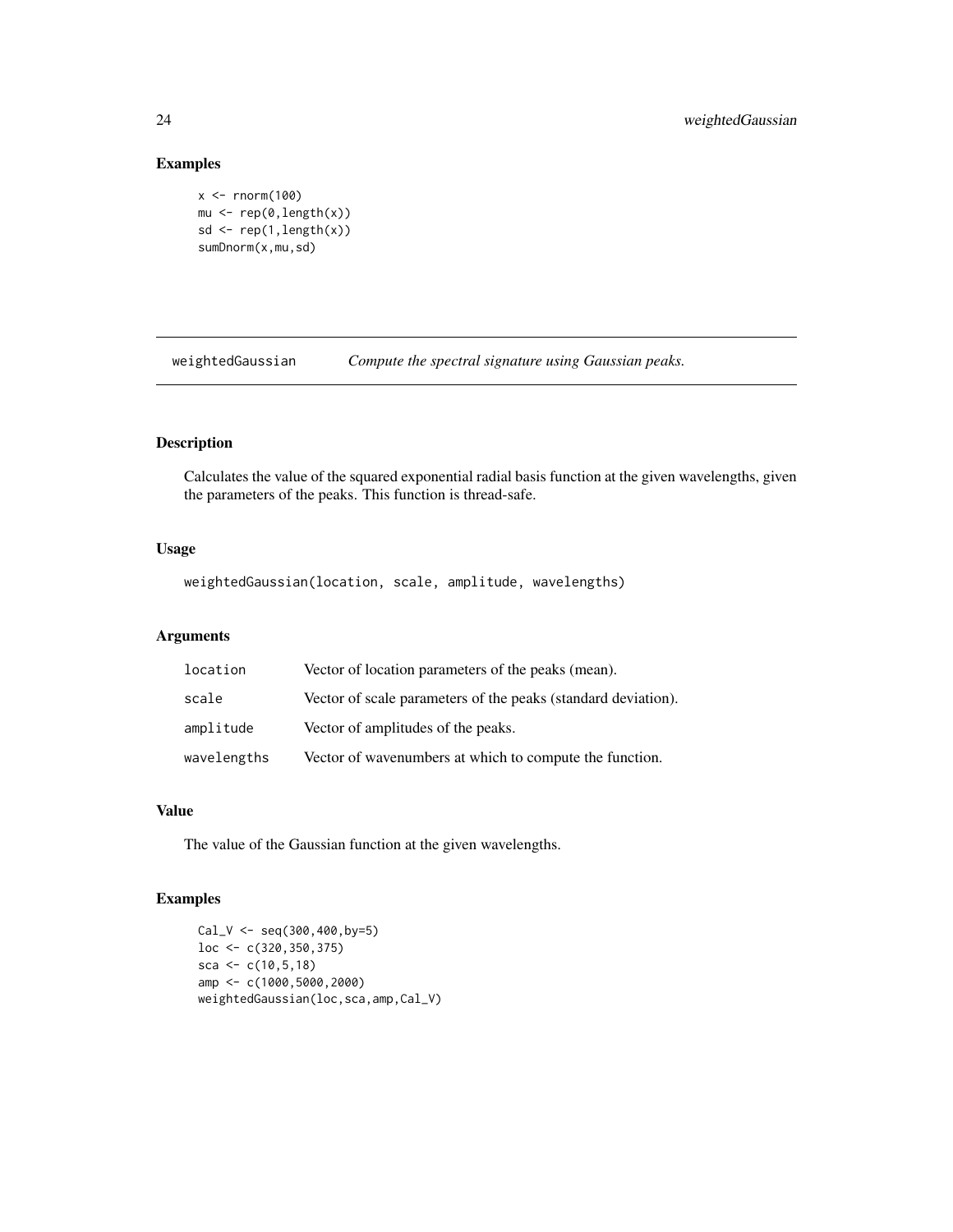## Examples

```
x <- rnorm(100)
mu <- rep(0,length(x))
sd <- rep(1,length(x))
sumDnorm(x,mu,sd)
```

---

## weightedGaussian *Compute the spectral signature using Gaussian peaks.*

---

### Description

Calculates the value of the squared exponential radial basis function at the given wavelengths, given the parameters of the peaks. This function is thread-safe.

### Usage

```
weightedGaussian(location, scale, amplitude, wavelengths)
```

### Arguments

| | |
|---|---|
| location | Vector of location parameters of the peaks (mean). |
| scale | Vector of scale parameters of the peaks (standard deviation). |
| amplitude | Vector of amplitudes of the peaks. |
| wavelengths | Vector of wavenumbers at which to compute the function. |

### Value

The value of the Gaussian function at the given wavelengths.

### Examples

```
Cal_V <- seq(300,400,by=5)
loc <- c(320,350,375)
sca <- c(10,5,18)
amp <- c(1000,5000,2000)
weightedGaussian(loc,sca,amp,Cal_V)
```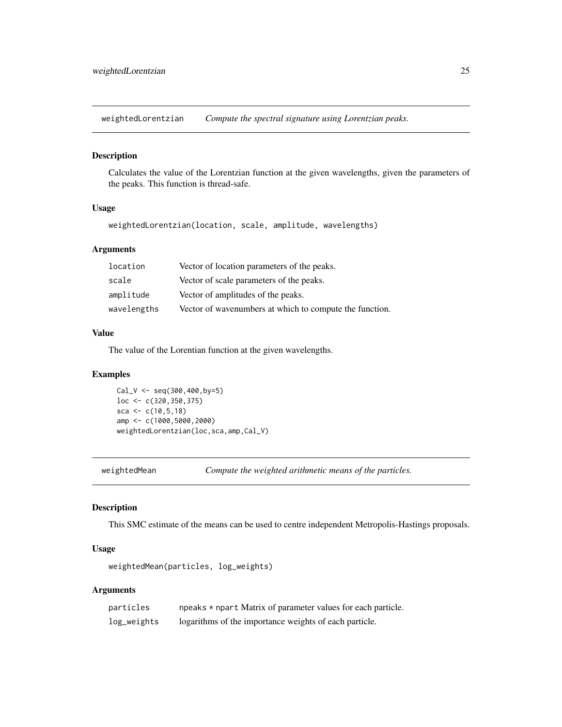## weightedLorentzian — *Compute the spectral signature using Lorentzian peaks.*

### Description

Calculates the value of the Lorentzian function at the given wavelengths, given the parameters of the peaks. This function is thread-safe.

### Usage

```
weightedLorentzian(location, scale, amplitude, wavelengths)
```

### Arguments

| | |
|---|---|
| `location` | Vector of location parameters of the peaks. |
| `scale` | Vector of scale parameters of the peaks. |
| `amplitude` | Vector of amplitudes of the peaks. |
| `wavelengths` | Vector of wavenumbers at which to compute the function. |

### Value

The value of the Lorentian function at the given wavelengths.

### Examples

```
Cal_V <- seq(300,400,by=5)
loc <- c(320,350,375)
sca <- c(10,5,18)
amp <- c(1000,5000,2000)
weightedLorentzian(loc,sca,amp,Cal_V)
```

## weightedMean — *Compute the weighted arithmetic means of the particles.*

### Description

This SMC estimate of the means can be used to centre independent Metropolis-Hastings proposals.

### Usage

```
weightedMean(particles, log_weights)
```

### Arguments

| | |
|---|---|
| `particles` | `npeaks * npart` Matrix of parameter values for each particle. |
| `log_weights` | logarithms of the importance weights of each particle. |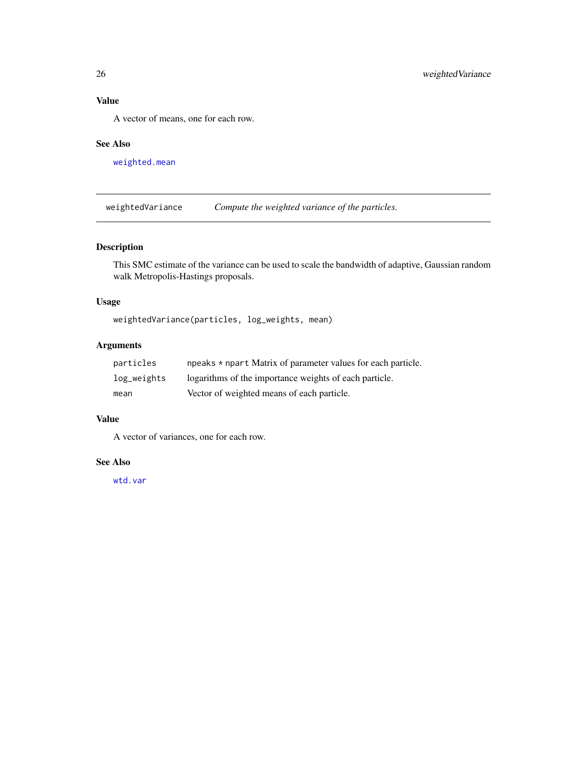## Value

A vector of means, one for each row.

## See Also

`weighted.mean`

---

# weightedVariance — *Compute the weighted variance of the particles.*

## Description

This SMC estimate of the variance can be used to scale the bandwidth of adaptive, Gaussian random walk Metropolis-Hastings proposals.

## Usage

```
weightedVariance(particles, log_weights, mean)
```

## Arguments

| | |
|---|---|
| `particles` | `npeaks * npart` Matrix of parameter values for each particle. |
| `log_weights` | logarithms of the importance weights of each particle. |
| `mean` | Vector of weighted means of each particle. |

## Value

A vector of variances, one for each row.

## See Also

`wtd.var`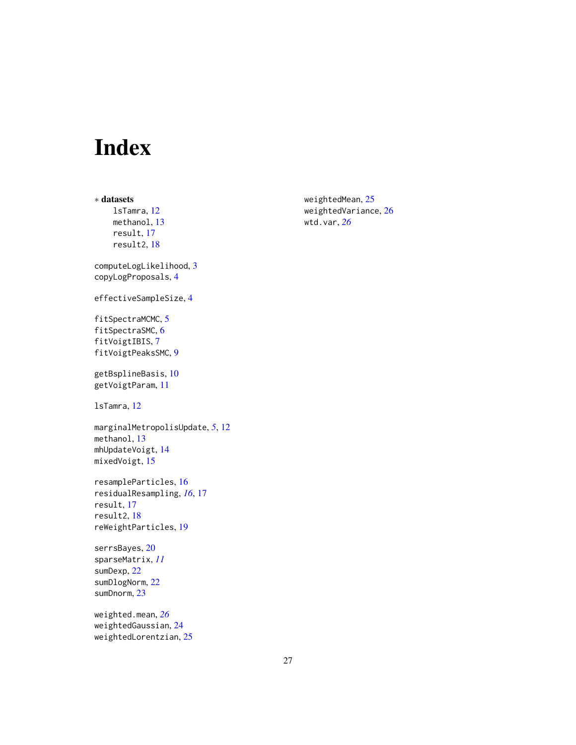# Index

∗ **datasets**
  lsTamra, 12
  methanol, 13
  result, 17
  result2, 18

computeLogLikelihood, 3
copyLogProposals, 4

effectiveSampleSize, 4

fitSpectraMCMC, 5
fitSpectraSMC, 6
fitVoigtIBIS, 7
fitVoigtPeaksSMC, 9

getBsplineBasis, 10
getVoigtParam, 11

lsTamra, 12

marginalMetropolisUpdate, *5*, 12
methanol, 13
mhUpdateVoigt, 14
mixedVoigt, 15

resampleParticles, 16
residualResampling, *16*, 17
result, 17
result2, 18
reWeightParticles, 19

serrsBayes, 20
sparseMatrix, *11*
sumDexp, 22
sumDlogNorm, 22
sumDnorm, 23

weighted.mean, *26*
weightedGaussian, 24
weightedLorentzian, 25
weightedMean, 25
weightedVariance, 26
wtd.var, *26*